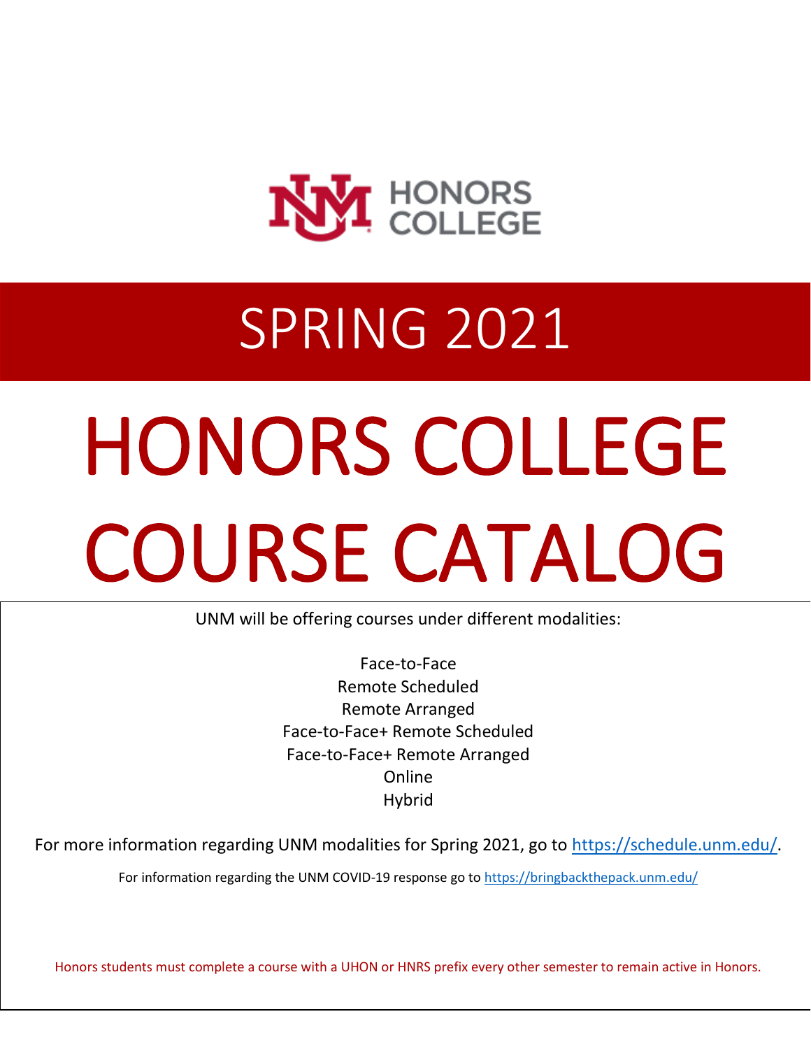UNM HONORS COLLEGE

# SPRING 2021

# HONORS COLLEGE COURSE CATALOG

UNM will be offering courses under different modalities:

Face-to-Face
Remote Scheduled
Remote Arranged
Face-to-Face+ Remote Scheduled
Face-to-Face+ Remote Arranged
Online
Hybrid

For more information regarding UNM modalities for Spring 2021, go to https://schedule.unm.edu/.

For information regarding the UNM COVID-19 response go to https://bringbackthepack.unm.edu/

Honors students must complete a course with a UHON or HNRS prefix every other semester to remain active in Honors.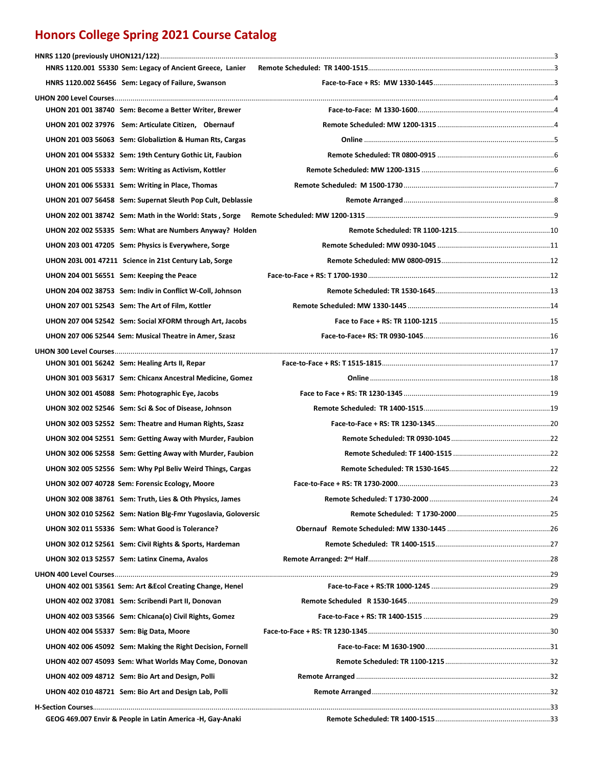# Honors College Spring 2021 Course Catalog

**HNRS 1120 (previously UHON121/122)** ........ 3

- **HNRS 1120.001 55330 Sem: Legacy of Ancient Greece, Lanier** Remote Scheduled: TR 1400-1515 ........ 3
- **HNRS 1120.002 56456 Sem: Legacy of Failure, Swanson** Face-to-Face + RS: MW 1330-1445 ........ 3

**UHON 200 Level Courses** ........ 4

- **UHON 201 001 38740 Sem: Become a Better Writer, Brewer** Face-to-Face: M 1330-1600 ........ 4
- **UHON 201 002 37976 Sem: Articulate Citizen, Obernauf** Remote Scheduled: MW 1200-1315 ........ 4
- **UHON 201 003 56063 Sem: Globaliztion & Human Rts, Cargas** Online ........ 5
- **UHON 201 004 55332 Sem: 19th Century Gothic Lit, Faubion** Remote Scheduled: TR 0800-0915 ........ 6
- **UHON 201 005 55333 Sem: Writing as Activism, Kottler** Remote Scheduled: MW 1200-1315 ........ 6
- **UHON 201 006 55331 Sem: Writing in Place, Thomas** Remote Scheduled: M 1500-1730 ........ 7
- **UHON 201 007 56458 Sem: Supernat Sleuth Pop Cult, Deblassie** Remote Arranged ........ 8
- **UHON 202 001 38742 Sem: Math in the World: Stats, Sorge** Remote Scheduled: MW 1200-1315 ........ 9
- **UHON 202 002 55335 Sem: What are Numbers Anyway? Holden** Remote Scheduled: TR 1100-1215 ........ 10
- **UHON 203 001 47205 Sem: Physics is Everywhere, Sorge** Remote Scheduled: MW 0930-1045 ........ 11
- **UHON 203L 001 47211 Science in 21st Century Lab, Sorge** Remote Scheduled: MW 0800-0915 ........ 12
- **UHON 204 001 56551 Sem: Keeping the Peace** Face-to-Face + RS: T 1700-1930 ........ 12
- **UHON 204 002 38753 Sem: Indiv in Conflict W-Coll, Johnson** Remote Scheduled: TR 1530-1645 ........ 13
- **UHON 207 001 52543 Sem: The Art of Film, Kottler** Remote Scheduled: MW 1330-1445 ........ 14
- **UHON 207 004 52542 Sem: Social XFORM through Art, Jacobs** Face to Face + RS: TR 1100-1215 ........ 15
- **UHON 207 006 52544 Sem: Musical Theatre in Amer, Szasz** Face-to-Face+ RS: TR 0930-1045 ........ 16

**UHON 300 Level Courses** ........ 17

- **UHON 301 001 56242 Sem: Healing Arts II, Repar** Face-to-Face + RS: T 1515-1815 ........ 17
- **UHON 301 003 56317 Sem: Chicanx Ancestral Medicine, Gomez** Online ........ 18
- **UHON 302 001 45088 Sem: Photographic Eye, Jacobs** Face to Face + RS: TR 1230-1345 ........ 19
- **UHON 302 002 52546 Sem: Sci & Soc of Disease, Johnson** Remote Scheduled: TR 1400-1515 ........ 19
- **UHON 302 003 52552 Sem: Theatre and Human Rights, Szasz** Face-to-Face + RS: TR 1230-1345 ........ 20
- **UHON 302 004 52551 Sem: Getting Away with Murder, Faubion** Remote Scheduled: TR 0930-1045 ........ 22
- **UHON 302 006 52558 Sem: Getting Away with Murder, Faubion** Remote Scheduled: TF 1400-1515 ........ 22
- **UHON 302 005 52556 Sem: Why Ppl Beliv Weird Things, Cargas** Remote Scheduled: TR 1530-1645 ........ 22
- **UHON 302 007 40728 Sem: Forensic Ecology, Moore** Face-to-Face + RS: TR 1730-2000 ........ 23
- **UHON 302 008 38761 Sem: Truth, Lies & Oth Physics, James** Remote Scheduled: T 1730-2000 ........ 24
- **UHON 302 010 52562 Sem: Nation Blg-Fmr Yugoslavia, Goloversic** Remote Scheduled: T 1730-2000 ........ 25
- **UHON 302 011 55336 Sem: What Good is Tolerance?** Obernauf Remote Scheduled: MW 1330-1445 ........ 26
- **UHON 302 012 52561 Sem: Civil Rights & Sports, Hardeman** Remote Scheduled: TR 1400-1515 ........ 27
- **UHON 302 013 52557 Sem: Latinx Cinema, Avalos** Remote Arranged: 2nd Half ........ 28

**UHON 400 Level Courses** ........ 29

- **UHON 402 001 53561 Sem: Art &Ecol Creating Change, Henel** Face-to-Face + RS:TR 1000-1245 ........ 29
- **UHON 402 002 37081 Sem: Scribendi Part II, Donovan** Remote Scheduled R 1530-1645 ........ 29
- **UHON 402 003 53566 Sem: Chicana(o) Civil Rights, Gomez** Face-to-Face + RS: TR 1400-1515 ........ 29
- **UHON 402 004 55337 Sem: Big Data, Moore** Face-to-Face + RS: TR 1230-1345 ........ 30
- **UHON 402 006 45092 Sem: Making the Right Decision, Fornell** Face-to-Face: M 1630-1900 ........ 31
- **UHON 402 007 45093 Sem: What Worlds May Come, Donovan** Remote Scheduled: TR 1100-1215 ........ 32
- **UHON 402 009 48712 Sem: Bio Art and Design, Polli** Remote Arranged ........ 32
- **UHON 402 010 48721 Sem: Bio Art and Design Lab, Polli** Remote Arranged ........ 32

**H-Section Courses** ........ 33

- **GEOG 469.007 Envir & People in Latin America -H, Gay-Anaki** Remote Scheduled: TR 1400-1515 ........ 33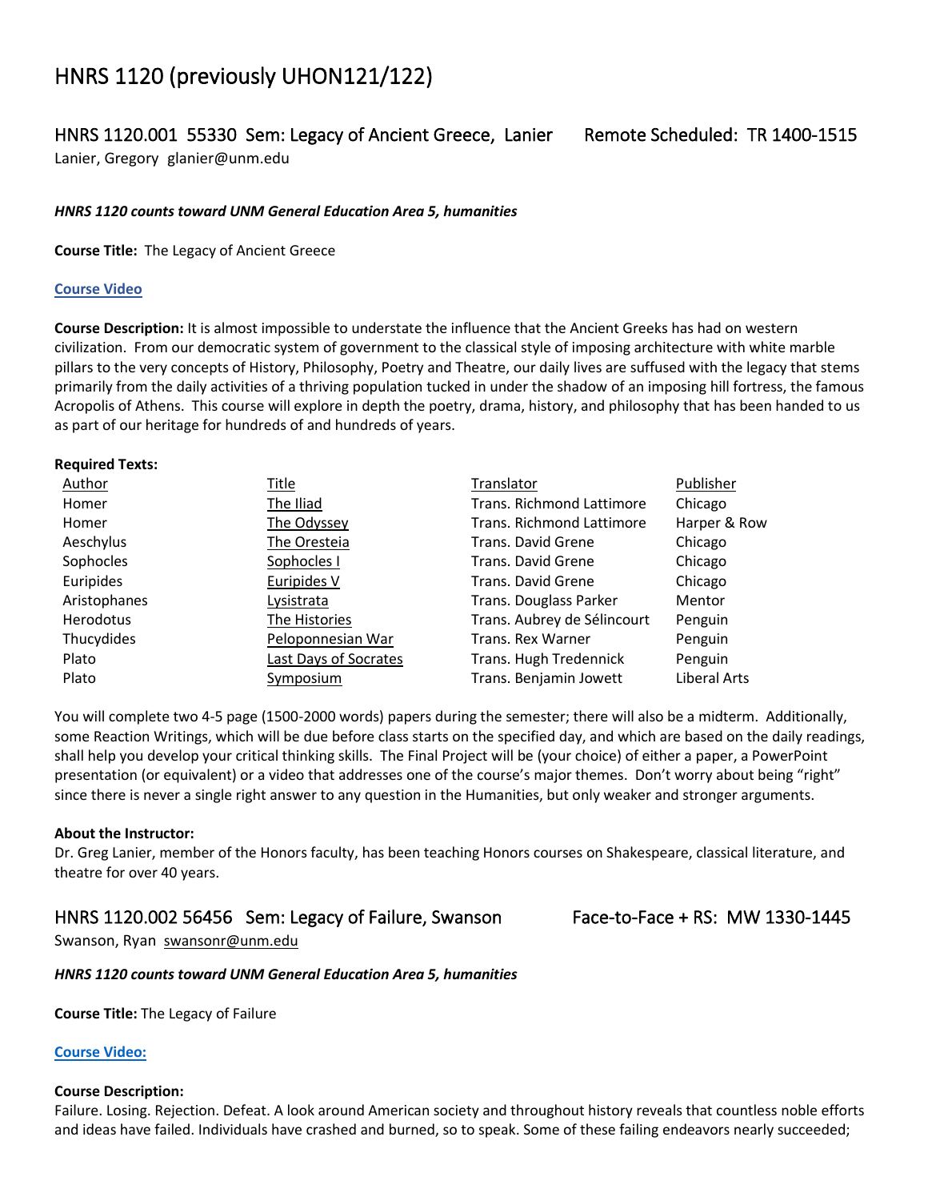# HNRS 1120 (previously UHON121/122)

## HNRS 1120.001 55330 Sem: Legacy of Ancient Greece, Lanier Remote Scheduled: TR 1400-1515

Lanier, Gregory glanier@unm.edu

***HNRS 1120 counts toward UNM General Education Area 5, humanities***

**Course Title:** The Legacy of Ancient Greece

**Course Video**

**Course Description:** It is almost impossible to understate the influence that the Ancient Greeks has had on western civilization. From our democratic system of government to the classical style of imposing architecture with white marble pillars to the very concepts of History, Philosophy, Poetry and Theatre, our daily lives are suffused with the legacy that stems primarily from the daily activities of a thriving population tucked in under the shadow of an imposing hill fortress, the famous Acropolis of Athens. This course will explore in depth the poetry, drama, history, and philosophy that has been handed to us as part of our heritage for hundreds of and hundreds of years.

**Required Texts:**

| Author | Title | Translator | Publisher |
|---|---|---|---|
| Homer | The Iliad | Trans. Richmond Lattimore | Chicago |
| Homer | The Odyssey | Trans. Richmond Lattimore | Harper & Row |
| Aeschylus | The Oresteia | Trans. David Grene | Chicago |
| Sophocles | Sophocles I | Trans. David Grene | Chicago |
| Euripides | Euripides V | Trans. David Grene | Chicago |
| Aristophanes | Lysistrata | Trans. Douglass Parker | Mentor |
| Herodotus | The Histories | Trans. Aubrey de Sélincourt | Penguin |
| Thucydides | Peloponnesian War | Trans. Rex Warner | Penguin |
| Plato | Last Days of Socrates | Trans. Hugh Tredennick | Penguin |
| Plato | Symposium | Trans. Benjamin Jowett | Liberal Arts |

You will complete two 4-5 page (1500-2000 words) papers during the semester; there will also be a midterm. Additionally, some Reaction Writings, which will be due before class starts on the specified day, and which are based on the daily readings, shall help you develop your critical thinking skills. The Final Project will be (your choice) of either a paper, a PowerPoint presentation (or equivalent) or a video that addresses one of the course's major themes. Don't worry about being "right" since there is never a single right answer to any question in the Humanities, but only weaker and stronger arguments.

**About the Instructor:**
Dr. Greg Lanier, member of the Honors faculty, has been teaching Honors courses on Shakespeare, classical literature, and theatre for over 40 years.

## HNRS 1120.002 56456 Sem: Legacy of Failure, Swanson Face-to-Face + RS: MW 1330-1445

Swanson, Ryan swansonr@unm.edu

***HNRS 1120 counts toward UNM General Education Area 5, humanities***

**Course Title:** The Legacy of Failure

**Course Video:**

**Course Description:**
Failure. Losing. Rejection. Defeat. A look around American society and throughout history reveals that countless noble efforts and ideas have failed. Individuals have crashed and burned, so to speak. Some of these failing endeavors nearly succeeded;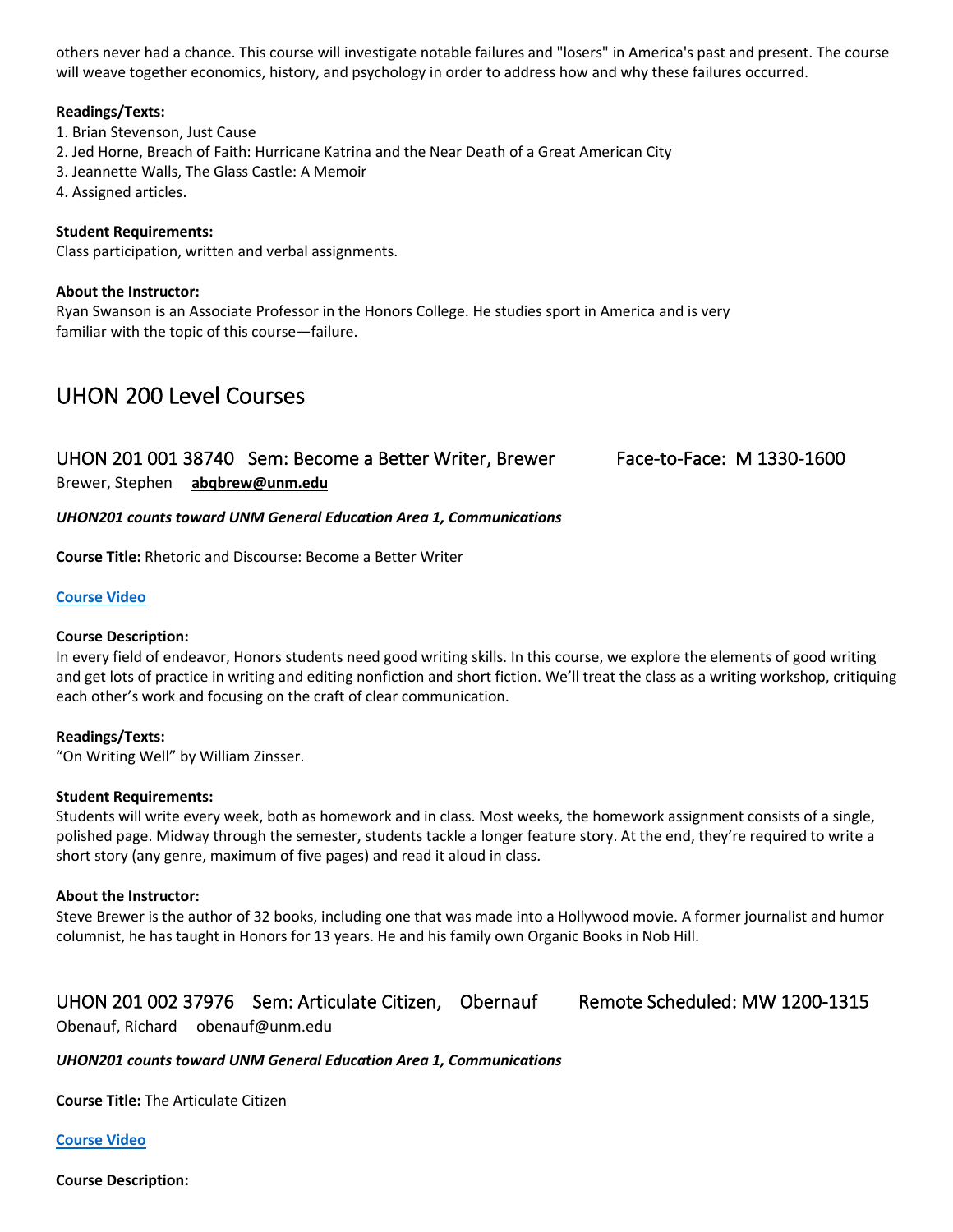others never had a chance. This course will investigate notable failures and "losers" in America's past and present. The course will weave together economics, history, and psychology in order to address how and why these failures occurred.

**Readings/Texts:**

1. Brian Stevenson, Just Cause
2. Jed Horne, Breach of Faith: Hurricane Katrina and the Near Death of a Great American City
3. Jeannette Walls, The Glass Castle: A Memoir
4. Assigned articles.

**Student Requirements:**
Class participation, written and verbal assignments.

**About the Instructor:**
Ryan Swanson is an Associate Professor in the Honors College. He studies sport in America and is very familiar with the topic of this course—failure.

# UHON 200 Level Courses

## UHON 201 001 38740 Sem: Become a Better Writer, Brewer Face-to-Face: M 1330-1600

Brewer, Stephen **abqbrew@unm.edu**

***UHON201 counts toward UNM General Education Area 1, Communications***

**Course Title:** Rhetoric and Discourse: Become a Better Writer

**Course Video**

**Course Description:**
In every field of endeavor, Honors students need good writing skills. In this course, we explore the elements of good writing and get lots of practice in writing and editing nonfiction and short fiction. We'll treat the class as a writing workshop, critiquing each other's work and focusing on the craft of clear communication.

**Readings/Texts:**
"On Writing Well" by William Zinsser.

**Student Requirements:**
Students will write every week, both as homework and in class. Most weeks, the homework assignment consists of a single, polished page. Midway through the semester, students tackle a longer feature story. At the end, they're required to write a short story (any genre, maximum of five pages) and read it aloud in class.

**About the Instructor:**
Steve Brewer is the author of 32 books, including one that was made into a Hollywood movie. A former journalist and humor columnist, he has taught in Honors for 13 years. He and his family own Organic Books in Nob Hill.

## UHON 201 002 37976 Sem: Articulate Citizen, Obernauf Remote Scheduled: MW 1200-1315

Obenauf, Richard obenauf@unm.edu

***UHON201 counts toward UNM General Education Area 1, Communications***

**Course Title:** The Articulate Citizen

**Course Video**

**Course Description:**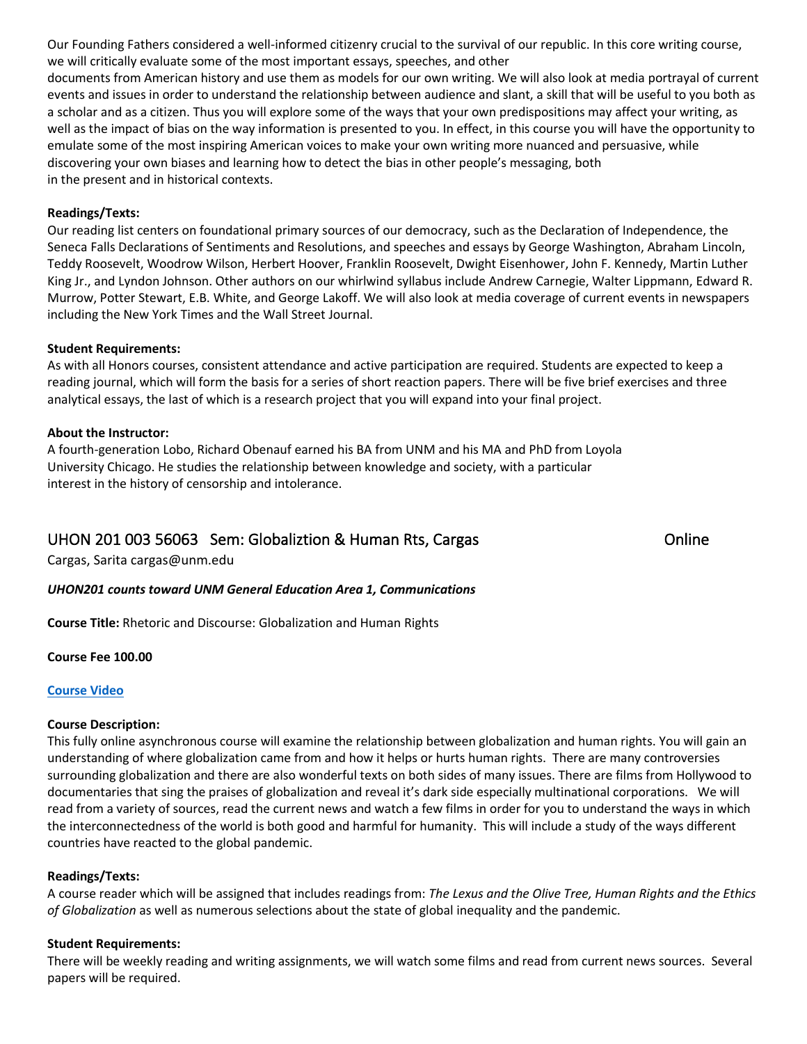Our Founding Fathers considered a well-informed citizenry crucial to the survival of our republic. In this core writing course, we will critically evaluate some of the most important essays, speeches, and other documents from American history and use them as models for our own writing. We will also look at media portrayal of current events and issues in order to understand the relationship between audience and slant, a skill that will be useful to you both as a scholar and as a citizen. Thus you will explore some of the ways that your own predispositions may affect your writing, as well as the impact of bias on the way information is presented to you. In effect, in this course you will have the opportunity to emulate some of the most inspiring American voices to make your own writing more nuanced and persuasive, while discovering your own biases and learning how to detect the bias in other people's messaging, both in the present and in historical contexts.

**Readings/Texts:**
Our reading list centers on foundational primary sources of our democracy, such as the Declaration of Independence, the Seneca Falls Declarations of Sentiments and Resolutions, and speeches and essays by George Washington, Abraham Lincoln, Teddy Roosevelt, Woodrow Wilson, Herbert Hoover, Franklin Roosevelt, Dwight Eisenhower, John F. Kennedy, Martin Luther King Jr., and Lyndon Johnson. Other authors on our whirlwind syllabus include Andrew Carnegie, Walter Lippmann, Edward R. Murrow, Potter Stewart, E.B. White, and George Lakoff. We will also look at media coverage of current events in newspapers including the New York Times and the Wall Street Journal.

**Student Requirements:**
As with all Honors courses, consistent attendance and active participation are required. Students are expected to keep a reading journal, which will form the basis for a series of short reaction papers. There will be five brief exercises and three analytical essays, the last of which is a research project that you will expand into your final project.

**About the Instructor:**
A fourth-generation Lobo, Richard Obenauf earned his BA from UNM and his MA and PhD from Loyola University Chicago. He studies the relationship between knowledge and society, with a particular interest in the history of censorship and intolerance.

## UHON 201 003 56063 Sem: Globaliztion & Human Rts, Cargas Online

Cargas, Sarita cargas@unm.edu

***UHON201 counts toward UNM General Education Area 1, Communications***

**Course Title:** Rhetoric and Discourse: Globalization and Human Rights

**Course Fee 100.00**

**Course Video**

**Course Description:**
This fully online asynchronous course will examine the relationship between globalization and human rights. You will gain an understanding of where globalization came from and how it helps or hurts human rights. There are many controversies surrounding globalization and there are also wonderful texts on both sides of many issues. There are films from Hollywood to documentaries that sing the praises of globalization and reveal it's dark side especially multinational corporations. We will read from a variety of sources, read the current news and watch a few films in order for you to understand the ways in which the interconnectedness of the world is both good and harmful for humanity. This will include a study of the ways different countries have reacted to the global pandemic.

**Readings/Texts:**
A course reader which will be assigned that includes readings from: *The Lexus and the Olive Tree, Human Rights and the Ethics of Globalization* as well as numerous selections about the state of global inequality and the pandemic.

**Student Requirements:**
There will be weekly reading and writing assignments, we will watch some films and read from current news sources. Several papers will be required.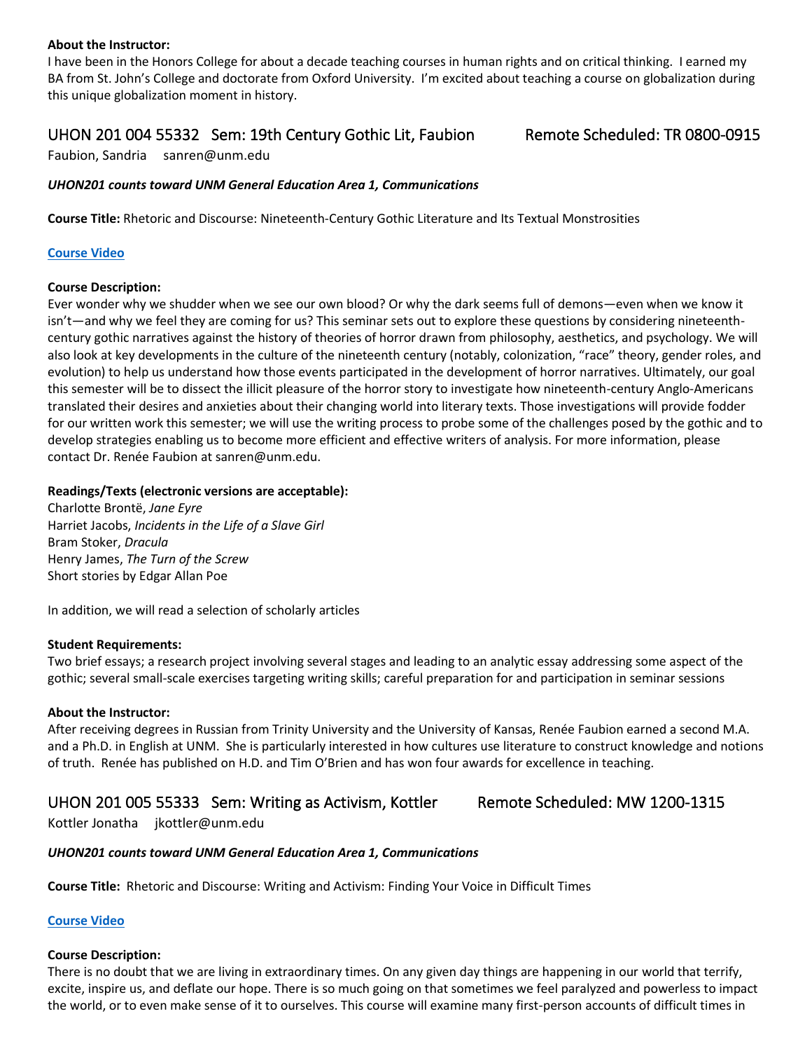**About the Instructor:**
I have been in the Honors College for about a decade teaching courses in human rights and on critical thinking. I earned my BA from St. John's College and doctorate from Oxford University. I'm excited about teaching a course on globalization during this unique globalization moment in history.

## UHON 201 004 55332 Sem: 19th Century Gothic Lit, Faubion Remote Scheduled: TR 0800-0915

Faubion, Sandria sanren@unm.edu

***UHON201 counts toward UNM General Education Area 1, Communications***

**Course Title:** Rhetoric and Discourse: Nineteenth-Century Gothic Literature and Its Textual Monstrosities

**Course Video**

**Course Description:**
Ever wonder why we shudder when we see our own blood? Or why the dark seems full of demons—even when we know it isn't—and why we feel they are coming for us? This seminar sets out to explore these questions by considering nineteenth-century gothic narratives against the history of theories of horror drawn from philosophy, aesthetics, and psychology. We will also look at key developments in the culture of the nineteenth century (notably, colonization, "race" theory, gender roles, and evolution) to help us understand how those events participated in the development of horror narratives. Ultimately, our goal this semester will be to dissect the illicit pleasure of the horror story to investigate how nineteenth-century Anglo-Americans translated their desires and anxieties about their changing world into literary texts. Those investigations will provide fodder for our written work this semester; we will use the writing process to probe some of the challenges posed by the gothic and to develop strategies enabling us to become more efficient and effective writers of analysis. For more information, please contact Dr. Renée Faubion at sanren@unm.edu.

**Readings/Texts (electronic versions are acceptable):**
Charlotte Brontë, *Jane Eyre*
Harriet Jacobs, *Incidents in the Life of a Slave Girl*
Bram Stoker, *Dracula*
Henry James, *The Turn of the Screw*
Short stories by Edgar Allan Poe

In addition, we will read a selection of scholarly articles

**Student Requirements:**
Two brief essays; a research project involving several stages and leading to an analytic essay addressing some aspect of the gothic; several small-scale exercises targeting writing skills; careful preparation for and participation in seminar sessions

**About the Instructor:**
After receiving degrees in Russian from Trinity University and the University of Kansas, Renée Faubion earned a second M.A. and a Ph.D. in English at UNM. She is particularly interested in how cultures use literature to construct knowledge and notions of truth. Renée has published on H.D. and Tim O'Brien and has won four awards for excellence in teaching.

## UHON 201 005 55333 Sem: Writing as Activism, Kottler Remote Scheduled: MW 1200-1315

Kottler Jonatha jkottler@unm.edu

***UHON201 counts toward UNM General Education Area 1, Communications***

**Course Title:** Rhetoric and Discourse: Writing and Activism: Finding Your Voice in Difficult Times

**Course Video**

**Course Description:**
There is no doubt that we are living in extraordinary times. On any given day things are happening in our world that terrify, excite, inspire us, and deflate our hope. There is so much going on that sometimes we feel paralyzed and powerless to impact the world, or to even make sense of it to ourselves. This course will examine many first-person accounts of difficult times in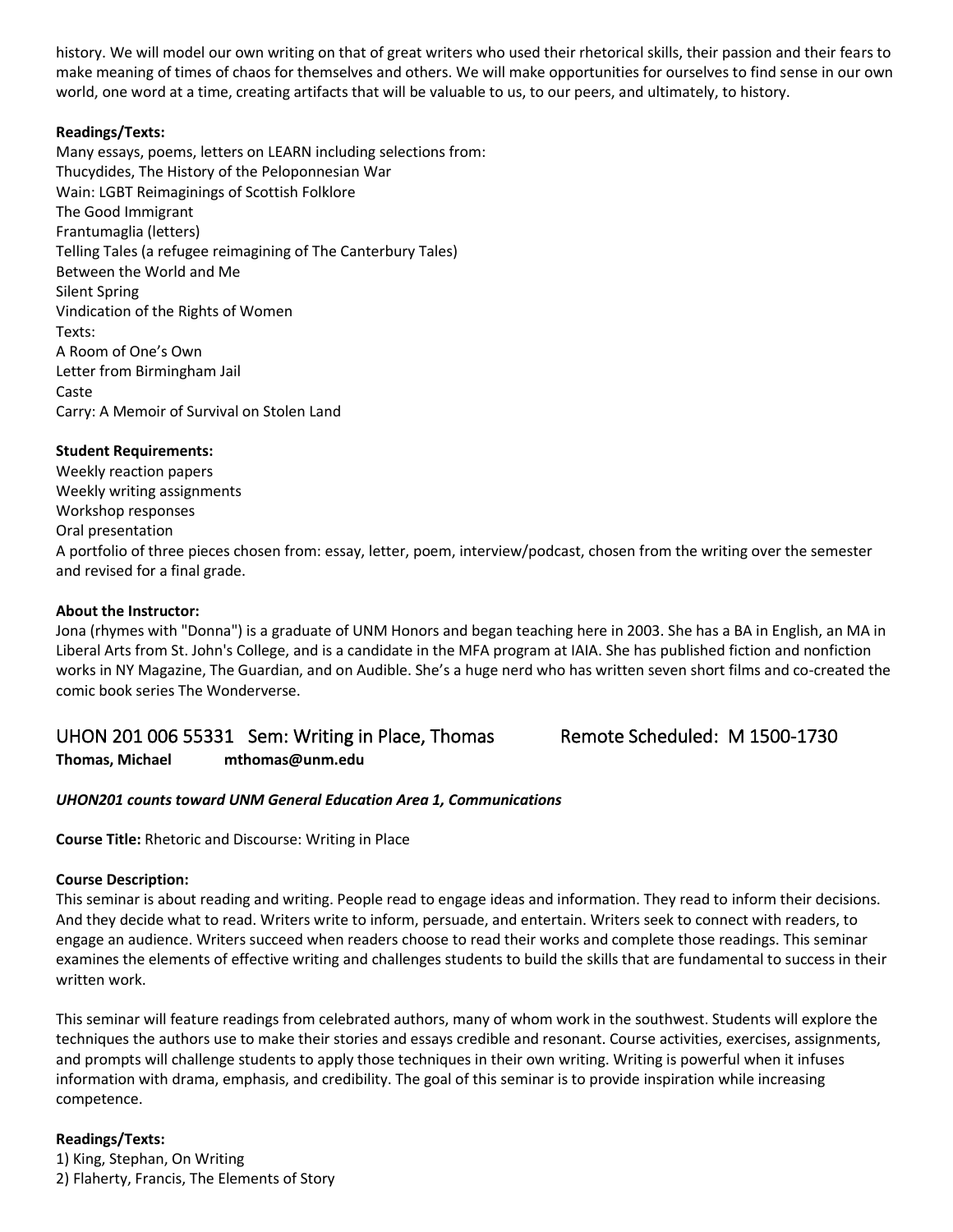history. We will model our own writing on that of great writers who used their rhetorical skills, their passion and their fears to make meaning of times of chaos for themselves and others. We will make opportunities for ourselves to find sense in our own world, one word at a time, creating artifacts that will be valuable to us, to our peers, and ultimately, to history.

**Readings/Texts:**
Many essays, poems, letters on LEARN including selections from:
Thucydides, The History of the Peloponnesian War
Wain: LGBT Reimaginings of Scottish Folklore
The Good Immigrant
Frantumaglia (letters)
Telling Tales (a refugee reimagining of The Canterbury Tales)
Between the World and Me
Silent Spring
Vindication of the Rights of Women
Texts:
A Room of One's Own
Letter from Birmingham Jail
Caste
Carry: A Memoir of Survival on Stolen Land

**Student Requirements:**
Weekly reaction papers
Weekly writing assignments
Workshop responses
Oral presentation
A portfolio of three pieces chosen from: essay, letter, poem, interview/podcast, chosen from the writing over the semester and revised for a final grade.

**About the Instructor:**
Jona (rhymes with "Donna") is a graduate of UNM Honors and began teaching here in 2003. She has a BA in English, an MA in Liberal Arts from St. John's College, and is a candidate in the MFA program at IAIA. She has published fiction and nonfiction works in NY Magazine, The Guardian, and on Audible. She's a huge nerd who has written seven short films and co-created the comic book series The Wonderverse.

## UHON 201 006 55331 Sem: Writing in Place, Thomas — Remote Scheduled: M 1500-1730

**Thomas, Michael** **mthomas@unm.edu**

***UHON201 counts toward UNM General Education Area 1, Communications***

**Course Title:** Rhetoric and Discourse: Writing in Place

**Course Description:**
This seminar is about reading and writing. People read to engage ideas and information. They read to inform their decisions. And they decide what to read. Writers write to inform, persuade, and entertain. Writers seek to connect with readers, to engage an audience. Writers succeed when readers choose to read their works and complete those readings. This seminar examines the elements of effective writing and challenges students to build the skills that are fundamental to success in their written work.

This seminar will feature readings from celebrated authors, many of whom work in the southwest. Students will explore the techniques the authors use to make their stories and essays credible and resonant. Course activities, exercises, assignments, and prompts will challenge students to apply those techniques in their own writing. Writing is powerful when it infuses information with drama, emphasis, and credibility. The goal of this seminar is to provide inspiration while increasing competence.

**Readings/Texts:**
1) King, Stephan, On Writing
2) Flaherty, Francis, The Elements of Story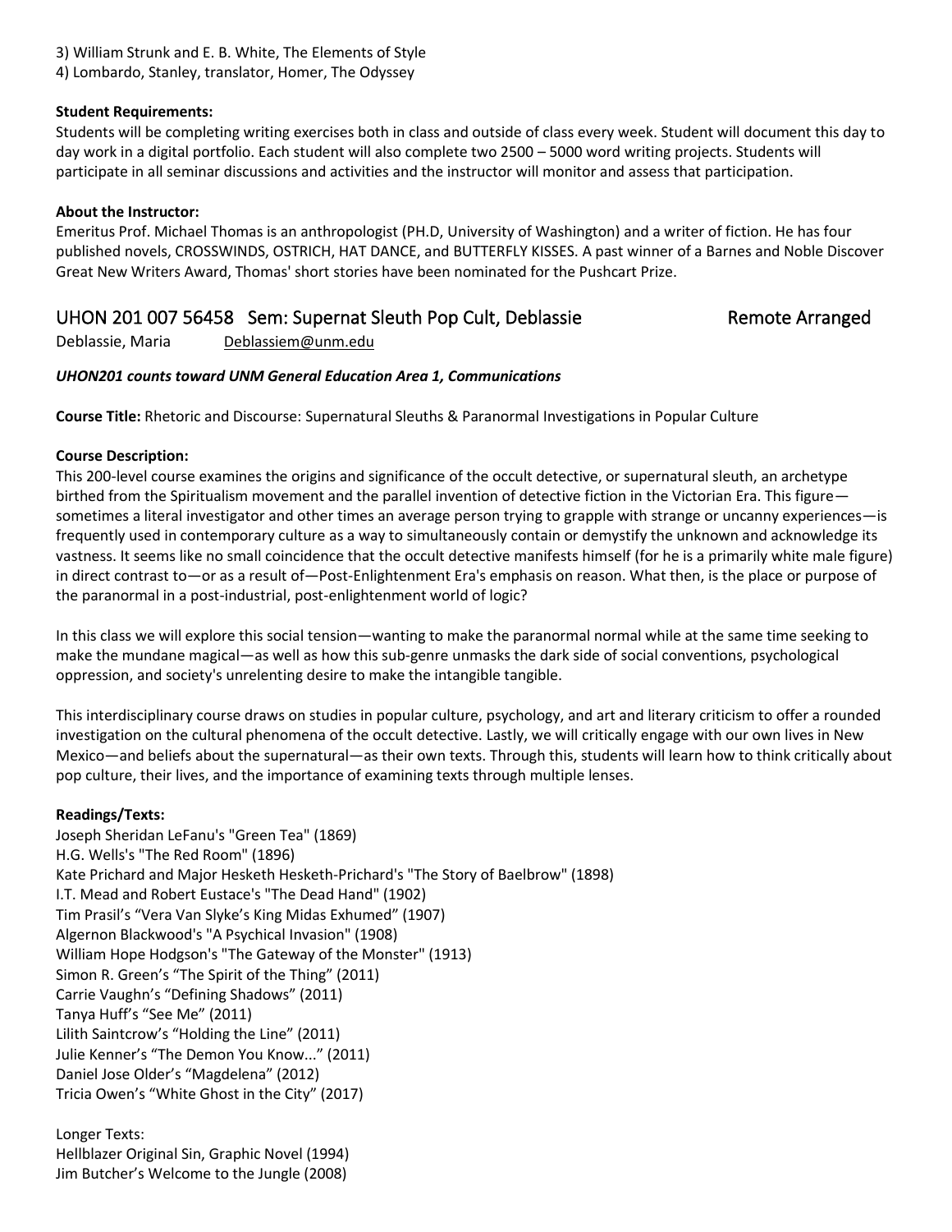3) William Strunk and E. B. White, The Elements of Style
4) Lombardo, Stanley, translator, Homer, The Odyssey

**Student Requirements:**
Students will be completing writing exercises both in class and outside of class every week. Student will document this day to day work in a digital portfolio. Each student will also complete two 2500 – 5000 word writing projects. Students will participate in all seminar discussions and activities and the instructor will monitor and assess that participation.

**About the Instructor:**
Emeritus Prof. Michael Thomas is an anthropologist (PH.D, University of Washington) and a writer of fiction. He has four published novels, CROSSWINDS, OSTRICH, HAT DANCE, and BUTTERFLY KISSES. A past winner of a Barnes and Noble Discover Great New Writers Award, Thomas' short stories have been nominated for the Pushcart Prize.

## UHON 201 007 56458 Sem: Supernat Sleuth Pop Cult, Deblassie Remote Arranged

Deblassie, Maria Deblassiem@unm.edu

***UHON201 counts toward UNM General Education Area 1, Communications***

**Course Title:** Rhetoric and Discourse: Supernatural Sleuths & Paranormal Investigations in Popular Culture

**Course Description:**
This 200-level course examines the origins and significance of the occult detective, or supernatural sleuth, an archetype birthed from the Spiritualism movement and the parallel invention of detective fiction in the Victorian Era. This figure—sometimes a literal investigator and other times an average person trying to grapple with strange or uncanny experiences—is frequently used in contemporary culture as a way to simultaneously contain or demystify the unknown and acknowledge its vastness. It seems like no small coincidence that the occult detective manifests himself (for he is a primarily white male figure) in direct contrast to—or as a result of—Post-Enlightenment Era's emphasis on reason. What then, is the place or purpose of the paranormal in a post-industrial, post-enlightenment world of logic?

In this class we will explore this social tension—wanting to make the paranormal normal while at the same time seeking to make the mundane magical—as well as how this sub-genre unmasks the dark side of social conventions, psychological oppression, and society's unrelenting desire to make the intangible tangible.

This interdisciplinary course draws on studies in popular culture, psychology, and art and literary criticism to offer a rounded investigation on the cultural phenomena of the occult detective. Lastly, we will critically engage with our own lives in New Mexico—and beliefs about the supernatural—as their own texts. Through this, students will learn how to think critically about pop culture, their lives, and the importance of examining texts through multiple lenses.

**Readings/Texts:**
Joseph Sheridan LeFanu's "Green Tea" (1869)
H.G. Wells's "The Red Room" (1896)
Kate Prichard and Major Hesketh Hesketh-Prichard's "The Story of Baelbrow" (1898)
I.T. Mead and Robert Eustace's "The Dead Hand" (1902)
Tim Prasil's "Vera Van Slyke's King Midas Exhumed" (1907)
Algernon Blackwood's "A Psychical Invasion" (1908)
William Hope Hodgson's "The Gateway of the Monster" (1913)
Simon R. Green's "The Spirit of the Thing" (2011)
Carrie Vaughn's "Defining Shadows" (2011)
Tanya Huff's "See Me" (2011)
Lilith Saintcrow's "Holding the Line" (2011)
Julie Kenner's "The Demon You Know..." (2011)
Daniel Jose Older's "Magdelena" (2012)
Tricia Owen's "White Ghost in the City" (2017)

Longer Texts:
Hellblazer Original Sin, Graphic Novel (1994)
Jim Butcher's Welcome to the Jungle (2008)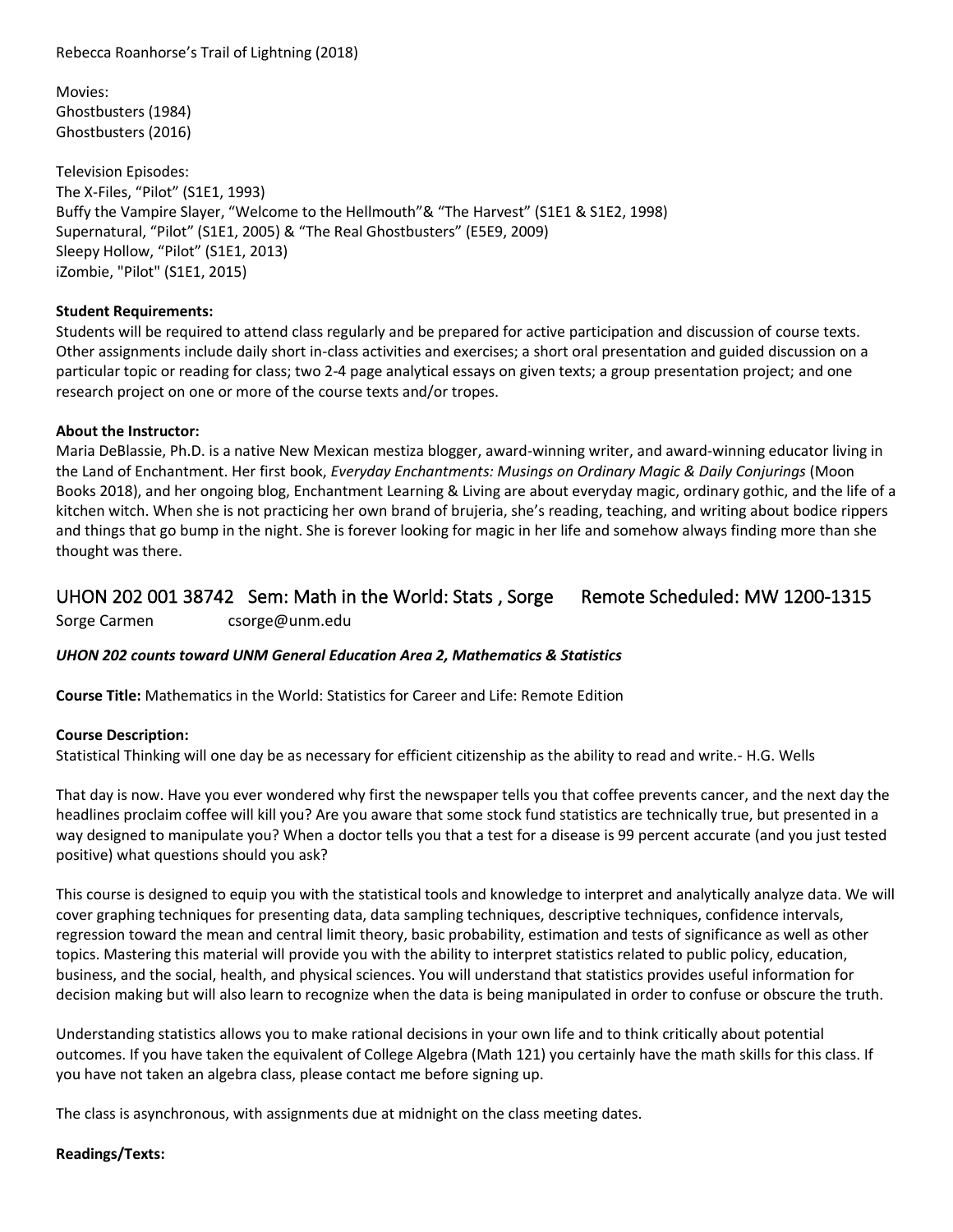Rebecca Roanhorse's Trail of Lightning (2018)

Movies:
Ghostbusters (1984)
Ghostbusters (2016)

Television Episodes:
The X-Files, "Pilot" (S1E1, 1993)
Buffy the Vampire Slayer, "Welcome to the Hellmouth"& "The Harvest" (S1E1 & S1E2, 1998)
Supernatural, "Pilot" (S1E1, 2005) & "The Real Ghostbusters" (E5E9, 2009)
Sleepy Hollow, "Pilot" (S1E1, 2013)
iZombie, "Pilot" (S1E1, 2015)

**Student Requirements:**
Students will be required to attend class regularly and be prepared for active participation and discussion of course texts. Other assignments include daily short in-class activities and exercises; a short oral presentation and guided discussion on a particular topic or reading for class; two 2-4 page analytical essays on given texts; a group presentation project; and one research project on one or more of the course texts and/or tropes.

**About the Instructor:**
Maria DeBlassie, Ph.D. is a native New Mexican mestiza blogger, award-winning writer, and award-winning educator living in the Land of Enchantment. Her first book, *Everyday Enchantments: Musings on Ordinary Magic & Daily Conjurings* (Moon Books 2018), and her ongoing blog, Enchantment Learning & Living are about everyday magic, ordinary gothic, and the life of a kitchen witch. When she is not practicing her own brand of brujeria, she's reading, teaching, and writing about bodice rippers and things that go bump in the night. She is forever looking for magic in her life and somehow always finding more than she thought was there.

## UHON 202 001 38742 Sem: Math in the World: Stats , Sorge Remote Scheduled: MW 1200-1315

Sorge Carmen csorge@unm.edu

***UHON 202 counts toward UNM General Education Area 2, Mathematics & Statistics***

**Course Title:** Mathematics in the World: Statistics for Career and Life: Remote Edition

**Course Description:**
Statistical Thinking will one day be as necessary for efficient citizenship as the ability to read and write.- H.G. Wells

That day is now. Have you ever wondered why first the newspaper tells you that coffee prevents cancer, and the next day the headlines proclaim coffee will kill you? Are you aware that some stock fund statistics are technically true, but presented in a way designed to manipulate you? When a doctor tells you that a test for a disease is 99 percent accurate (and you just tested positive) what questions should you ask?

This course is designed to equip you with the statistical tools and knowledge to interpret and analytically analyze data. We will cover graphing techniques for presenting data, data sampling techniques, descriptive techniques, confidence intervals, regression toward the mean and central limit theory, basic probability, estimation and tests of significance as well as other topics. Mastering this material will provide you with the ability to interpret statistics related to public policy, education, business, and the social, health, and physical sciences. You will understand that statistics provides useful information for decision making but will also learn to recognize when the data is being manipulated in order to confuse or obscure the truth.

Understanding statistics allows you to make rational decisions in your own life and to think critically about potential outcomes. If you have taken the equivalent of College Algebra (Math 121) you certainly have the math skills for this class. If you have not taken an algebra class, please contact me before signing up.

The class is asynchronous, with assignments due at midnight on the class meeting dates.

**Readings/Texts:**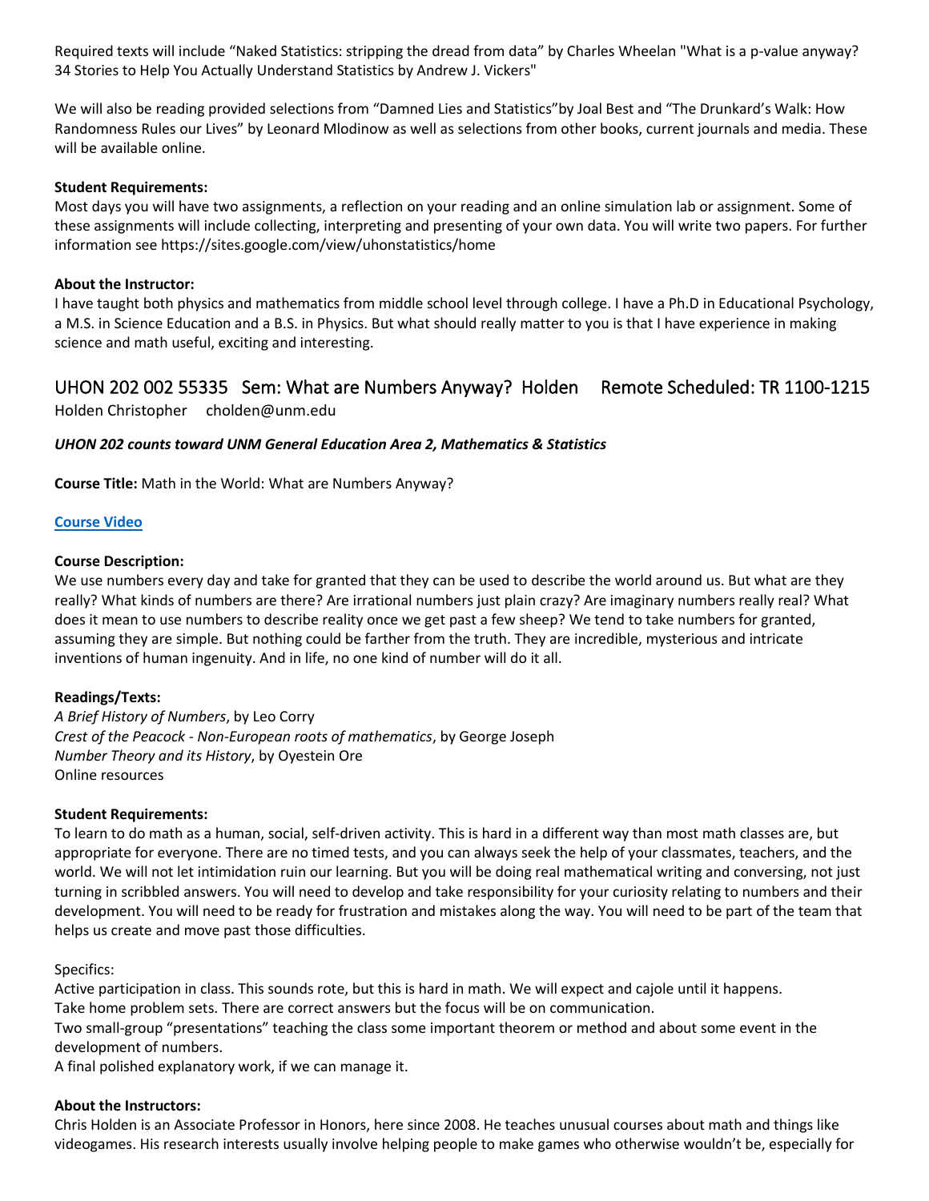Required texts will include “Naked Statistics: stripping the dread from data” by Charles Wheelan "What is a p-value anyway? 34 Stories to Help You Actually Understand Statistics by Andrew J. Vickers"

We will also be reading provided selections from “Damned Lies and Statistics”by Joal Best and “The Drunkard’s Walk: How Randomness Rules our Lives” by Leonard Mlodinow as well as selections from other books, current journals and media. These will be available online.

**Student Requirements:**
Most days you will have two assignments, a reflection on your reading and an online simulation lab or assignment. Some of these assignments will include collecting, interpreting and presenting of your own data. You will write two papers. For further information see https://sites.google.com/view/uhonstatistics/home

**About the Instructor:**
I have taught both physics and mathematics from middle school level through college. I have a Ph.D in Educational Psychology, a M.S. in Science Education and a B.S. in Physics. But what should really matter to you is that I have experience in making science and math useful, exciting and interesting.

## UHON 202 002 55335 Sem: What are Numbers Anyway? Holden Remote Scheduled: TR 1100-1215

Holden Christopher cholden@unm.edu

***UHON 202 counts toward UNM General Education Area 2, Mathematics & Statistics***

**Course Title:** Math in the World: What are Numbers Anyway?

**Course Video**

**Course Description:**
We use numbers every day and take for granted that they can be used to describe the world around us. But what are they really? What kinds of numbers are there? Are irrational numbers just plain crazy? Are imaginary numbers really real? What does it mean to use numbers to describe reality once we get past a few sheep? We tend to take numbers for granted, assuming they are simple. But nothing could be farther from the truth. They are incredible, mysterious and intricate inventions of human ingenuity. And in life, no one kind of number will do it all.

**Readings/Texts:**
*A Brief History of Numbers*, by Leo Corry
*Crest of the Peacock - Non-European roots of mathematics*, by George Joseph
*Number Theory and its History*, by Oyestein Ore
Online resources

**Student Requirements:**
To learn to do math as a human, social, self-driven activity. This is hard in a different way than most math classes are, but appropriate for everyone. There are no timed tests, and you can always seek the help of your classmates, teachers, and the world. We will not let intimidation ruin our learning. But you will be doing real mathematical writing and conversing, not just turning in scribbled answers. You will need to develop and take responsibility for your curiosity relating to numbers and their development. You will need to be ready for frustration and mistakes along the way. You will need to be part of the team that helps us create and move past those difficulties.

Specifics:
Active participation in class. This sounds rote, but this is hard in math. We will expect and cajole until it happens.
Take home problem sets. There are correct answers but the focus will be on communication.
Two small-group “presentations” teaching the class some important theorem or method and about some event in the development of numbers.
A final polished explanatory work, if we can manage it.

**About the Instructors:**
Chris Holden is an Associate Professor in Honors, here since 2008. He teaches unusual courses about math and things like videogames. His research interests usually involve helping people to make games who otherwise wouldn’t be, especially for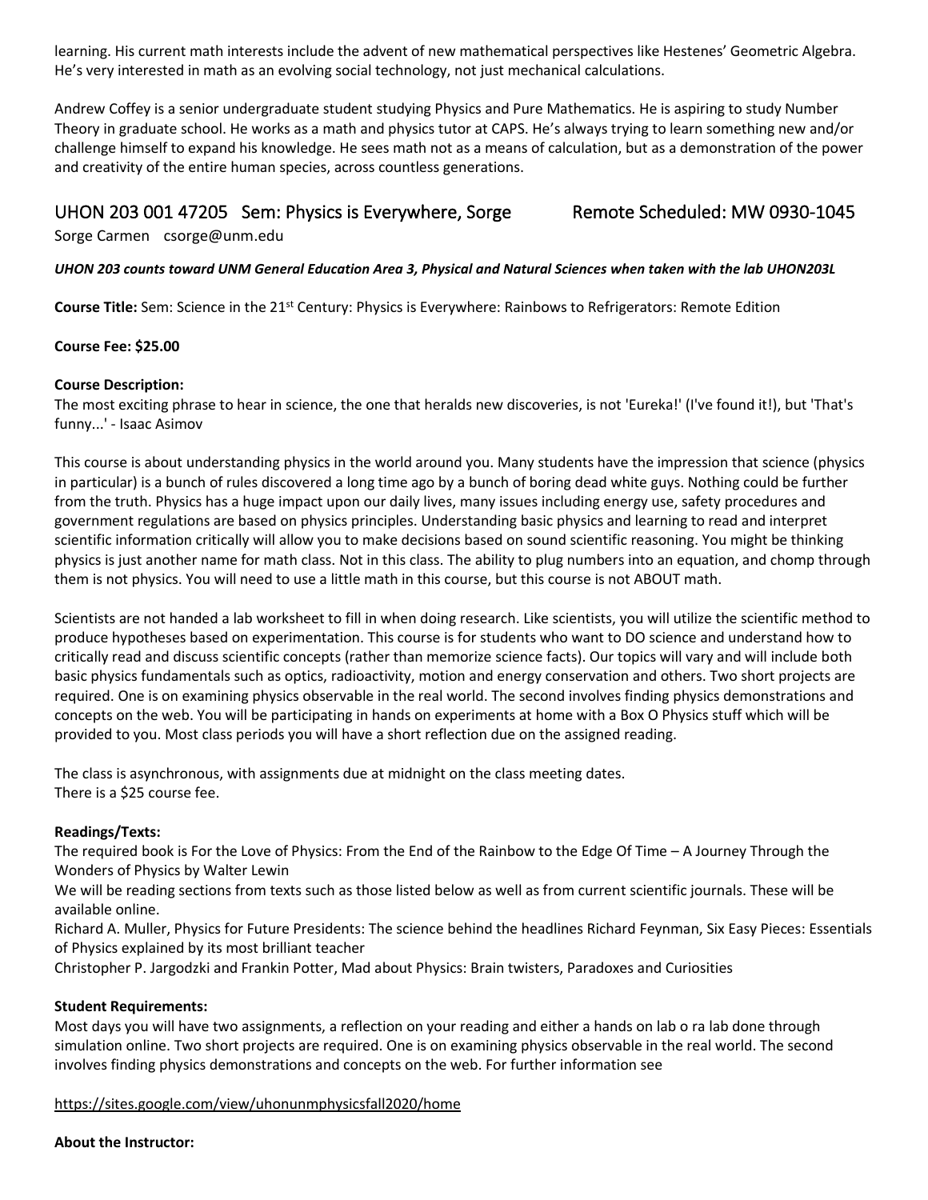learning. His current math interests include the advent of new mathematical perspectives like Hestenes' Geometric Algebra. He's very interested in math as an evolving social technology, not just mechanical calculations.

Andrew Coffey is a senior undergraduate student studying Physics and Pure Mathematics. He is aspiring to study Number Theory in graduate school. He works as a math and physics tutor at CAPS. He's always trying to learn something new and/or challenge himself to expand his knowledge. He sees math not as a means of calculation, but as a demonstration of the power and creativity of the entire human species, across countless generations.

## UHON 203 001 47205 Sem: Physics is Everywhere, Sorge Remote Scheduled: MW 0930-1045

Sorge Carmen csorge@unm.edu

***UHON 203 counts toward UNM General Education Area 3, Physical and Natural Sciences when taken with the lab UHON203L***

**Course Title:** Sem: Science in the 21st Century: Physics is Everywhere: Rainbows to Refrigerators: Remote Edition

**Course Fee: $25.00**

**Course Description:**
The most exciting phrase to hear in science, the one that heralds new discoveries, is not 'Eureka!' (I've found it!), but 'That's funny...' - Isaac Asimov

This course is about understanding physics in the world around you. Many students have the impression that science (physics in particular) is a bunch of rules discovered a long time ago by a bunch of boring dead white guys. Nothing could be further from the truth. Physics has a huge impact upon our daily lives, many issues including energy use, safety procedures and government regulations are based on physics principles. Understanding basic physics and learning to read and interpret scientific information critically will allow you to make decisions based on sound scientific reasoning. You might be thinking physics is just another name for math class. Not in this class. The ability to plug numbers into an equation, and chomp through them is not physics. You will need to use a little math in this course, but this course is not ABOUT math.

Scientists are not handed a lab worksheet to fill in when doing research. Like scientists, you will utilize the scientific method to produce hypotheses based on experimentation. This course is for students who want to DO science and understand how to critically read and discuss scientific concepts (rather than memorize science facts). Our topics will vary and will include both basic physics fundamentals such as optics, radioactivity, motion and energy conservation and others. Two short projects are required. One is on examining physics observable in the real world. The second involves finding physics demonstrations and concepts on the web. You will be participating in hands on experiments at home with a Box O Physics stuff which will be provided to you. Most class periods you will have a short reflection due on the assigned reading.

The class is asynchronous, with assignments due at midnight on the class meeting dates.
There is a $25 course fee.

**Readings/Texts:**
The required book is For the Love of Physics: From the End of the Rainbow to the Edge Of Time – A Journey Through the Wonders of Physics by Walter Lewin
We will be reading sections from texts such as those listed below as well as from current scientific journals. These will be available online.
Richard A. Muller, Physics for Future Presidents: The science behind the headlines Richard Feynman, Six Easy Pieces: Essentials of Physics explained by its most brilliant teacher
Christopher P. Jargodzki and Frankin Potter, Mad about Physics: Brain twisters, Paradoxes and Curiosities

**Student Requirements:**
Most days you will have two assignments, a reflection on your reading and either a hands on lab o ra lab done through simulation online. Two short projects are required. One is on examining physics observable in the real world. The second involves finding physics demonstrations and concepts on the web. For further information see

https://sites.google.com/view/uhonunmphysicsfall2020/home

**About the Instructor:**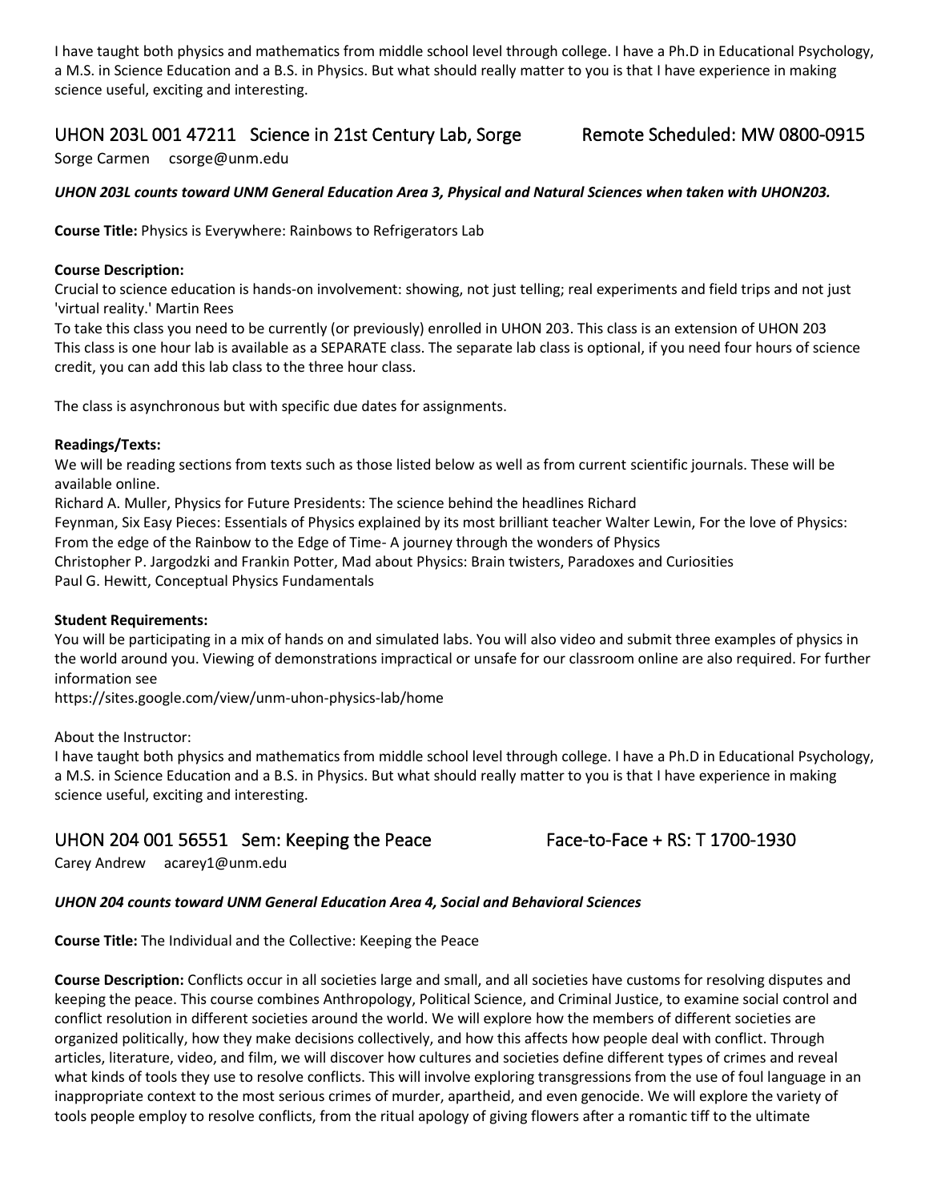I have taught both physics and mathematics from middle school level through college. I have a Ph.D in Educational Psychology, a M.S. in Science Education and a B.S. in Physics. But what should really matter to you is that I have experience in making science useful, exciting and interesting.

## UHON 203L 001 47211 Science in 21st Century Lab, Sorge Remote Scheduled: MW 0800-0915

Sorge Carmen csorge@unm.edu

***UHON 203L counts toward UNM General Education Area 3, Physical and Natural Sciences when taken with UHON203.***

**Course Title:** Physics is Everywhere: Rainbows to Refrigerators Lab

**Course Description:**
Crucial to science education is hands-on involvement: showing, not just telling; real experiments and field trips and not just 'virtual reality.' Martin Rees
To take this class you need to be currently (or previously) enrolled in UHON 203. This class is an extension of UHON 203 This class is one hour lab is available as a SEPARATE class. The separate lab class is optional, if you need four hours of science credit, you can add this lab class to the three hour class.

The class is asynchronous but with specific due dates for assignments.

**Readings/Texts:**
We will be reading sections from texts such as those listed below as well as from current scientific journals. These will be available online.
Richard A. Muller, Physics for Future Presidents: The science behind the headlines Richard
Feynman, Six Easy Pieces: Essentials of Physics explained by its most brilliant teacher Walter Lewin, For the love of Physics: From the edge of the Rainbow to the Edge of Time- A journey through the wonders of Physics
Christopher P. Jargodzki and Frankin Potter, Mad about Physics: Brain twisters, Paradoxes and Curiosities
Paul G. Hewitt, Conceptual Physics Fundamentals

**Student Requirements:**
You will be participating in a mix of hands on and simulated labs. You will also video and submit three examples of physics in the world around you. Viewing of demonstrations impractical or unsafe for our classroom online are also required. For further information see
https://sites.google.com/view/unm-uhon-physics-lab/home

About the Instructor:
I have taught both physics and mathematics from middle school level through college. I have a Ph.D in Educational Psychology, a M.S. in Science Education and a B.S. in Physics. But what should really matter to you is that I have experience in making science useful, exciting and interesting.

## UHON 204 001 56551 Sem: Keeping the Peace Face-to-Face + RS: T 1700-1930

Carey Andrew acarey1@unm.edu

***UHON 204 counts toward UNM General Education Area 4, Social and Behavioral Sciences***

**Course Title:** The Individual and the Collective: Keeping the Peace

**Course Description:** Conflicts occur in all societies large and small, and all societies have customs for resolving disputes and keeping the peace. This course combines Anthropology, Political Science, and Criminal Justice, to examine social control and conflict resolution in different societies around the world. We will explore how the members of different societies are organized politically, how they make decisions collectively, and how this affects how people deal with conflict. Through articles, literature, video, and film, we will discover how cultures and societies define different types of crimes and reveal what kinds of tools they use to resolve conflicts. This will involve exploring transgressions from the use of foul language in an inappropriate context to the most serious crimes of murder, apartheid, and even genocide. We will explore the variety of tools people employ to resolve conflicts, from the ritual apology of giving flowers after a romantic tiff to the ultimate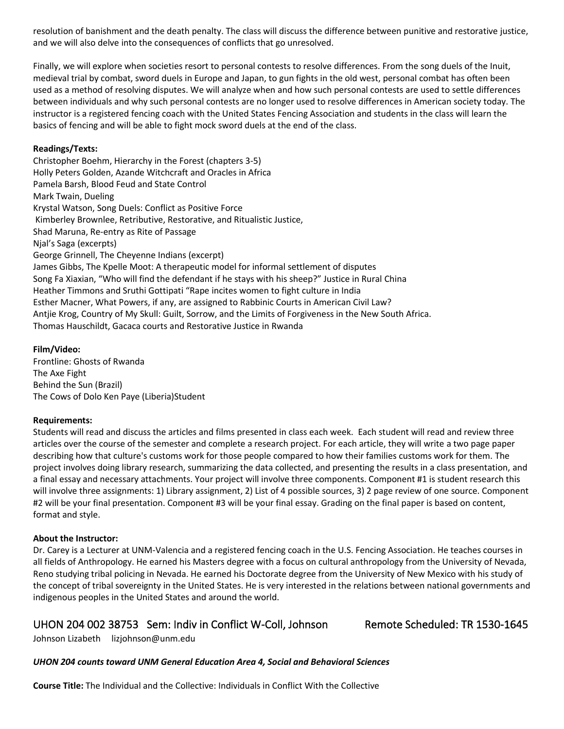resolution of banishment and the death penalty. The class will discuss the difference between punitive and restorative justice, and we will also delve into the consequences of conflicts that go unresolved.

Finally, we will explore when societies resort to personal contests to resolve differences. From the song duels of the Inuit, medieval trial by combat, sword duels in Europe and Japan, to gun fights in the old west, personal combat has often been used as a method of resolving disputes. We will analyze when and how such personal contests are used to settle differences between individuals and why such personal contests are no longer used to resolve differences in American society today. The instructor is a registered fencing coach with the United States Fencing Association and students in the class will learn the basics of fencing and will be able to fight mock sword duels at the end of the class.

**Readings/Texts:**
Christopher Boehm, Hierarchy in the Forest (chapters 3-5)
Holly Peters Golden, Azande Witchcraft and Oracles in Africa
Pamela Barsh, Blood Feud and State Control
Mark Twain, Dueling
Krystal Watson, Song Duels: Conflict as Positive Force
Kimberley Brownlee, Retributive, Restorative, and Ritualistic Justice,
Shad Maruna, Re-entry as Rite of Passage
Njal's Saga (excerpts)
George Grinnell, The Cheyenne Indians (excerpt)
James Gibbs, The Kpelle Moot: A therapeutic model for informal settlement of disputes
Song Fa Xiaxian, "Who will find the defendant if he stays with his sheep?" Justice in Rural China
Heather Timmons and Sruthi Gottipati "Rape incites women to fight culture in India
Esther Macner, What Powers, if any, are assigned to Rabbinic Courts in American Civil Law?
Antjie Krog, Country of My Skull: Guilt, Sorrow, and the Limits of Forgiveness in the New South Africa.
Thomas Hauschildt, Gacaca courts and Restorative Justice in Rwanda

**Film/Video:**
Frontline: Ghosts of Rwanda
The Axe Fight
Behind the Sun (Brazil)
The Cows of Dolo Ken Paye (Liberia)Student

**Requirements:**
Students will read and discuss the articles and films presented in class each week. Each student will read and review three articles over the course of the semester and complete a research project. For each article, they will write a two page paper describing how that culture's customs work for those people compared to how their families customs work for them. The project involves doing library research, summarizing the data collected, and presenting the results in a class presentation, and a final essay and necessary attachments. Your project will involve three components. Component #1 is student research this will involve three assignments: 1) Library assignment, 2) List of 4 possible sources, 3) 2 page review of one source. Component #2 will be your final presentation. Component #3 will be your final essay. Grading on the final paper is based on content, format and style.

**About the Instructor:**
Dr. Carey is a Lecturer at UNM-Valencia and a registered fencing coach in the U.S. Fencing Association. He teaches courses in all fields of Anthropology. He earned his Masters degree with a focus on cultural anthropology from the University of Nevada, Reno studying tribal policing in Nevada. He earned his Doctorate degree from the University of New Mexico with his study of the concept of tribal sovereignty in the United States. He is very interested in the relations between national governments and indigenous peoples in the United States and around the world.

## UHON 204 002 38753 Sem: Indiv in Conflict W-Coll, Johnson Remote Scheduled: TR 1530-1645

Johnson Lizabeth lizjohnson@unm.edu

***UHON 204 counts toward UNM General Education Area 4, Social and Behavioral Sciences***

**Course Title:** The Individual and the Collective: Individuals in Conflict With the Collective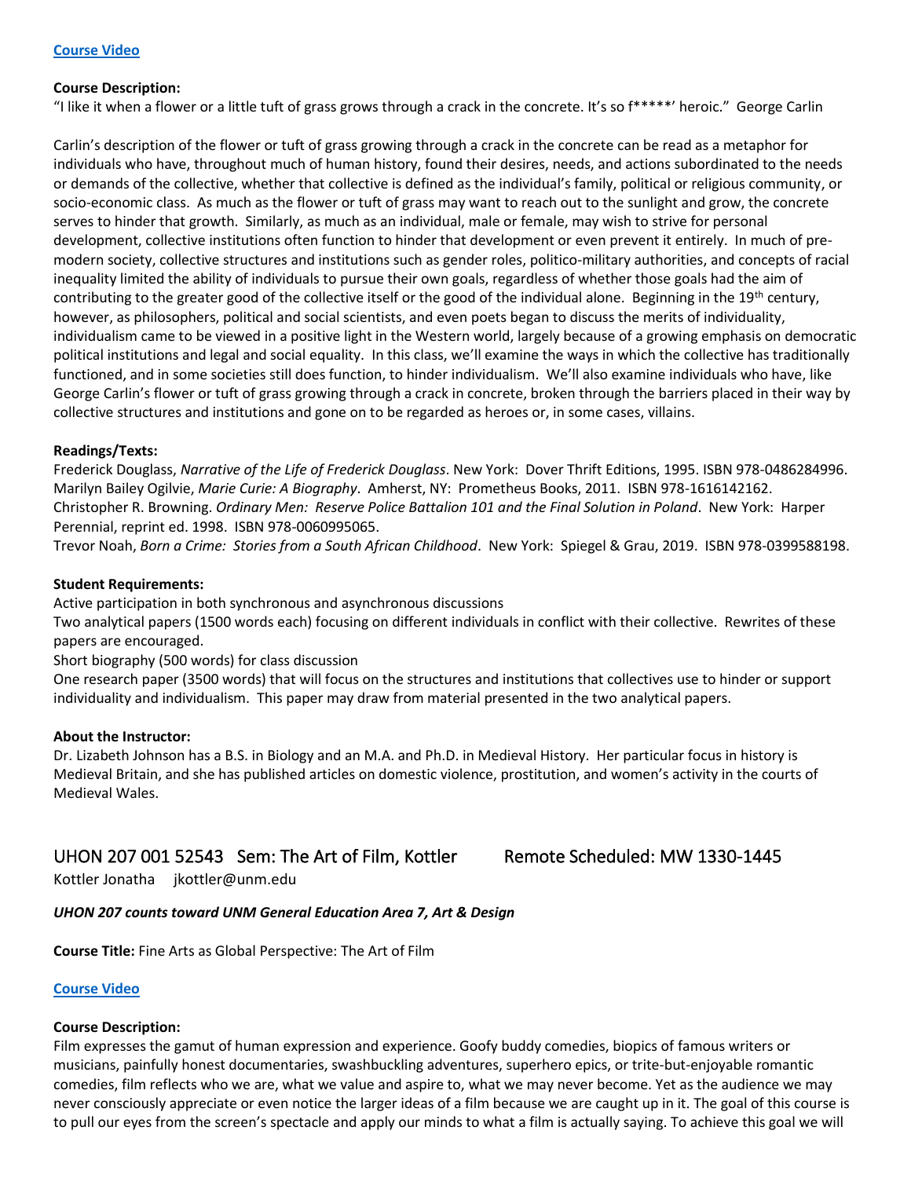**Course Video**

**Course Description:**
"I like it when a flower or a little tuft of grass grows through a crack in the concrete. It's so f*****' heroic." George Carlin

Carlin's description of the flower or tuft of grass growing through a crack in the concrete can be read as a metaphor for individuals who have, throughout much of human history, found their desires, needs, and actions subordinated to the needs or demands of the collective, whether that collective is defined as the individual's family, political or religious community, or socio-economic class. As much as the flower or tuft of grass may want to reach out to the sunlight and grow, the concrete serves to hinder that growth. Similarly, as much as an individual, male or female, may wish to strive for personal development, collective institutions often function to hinder that development or even prevent it entirely. In much of pre-modern society, collective structures and institutions such as gender roles, politico-military authorities, and concepts of racial inequality limited the ability of individuals to pursue their own goals, regardless of whether those goals had the aim of contributing to the greater good of the collective itself or the good of the individual alone. Beginning in the 19th century, however, as philosophers, political and social scientists, and even poets began to discuss the merits of individuality, individualism came to be viewed in a positive light in the Western world, largely because of a growing emphasis on democratic political institutions and legal and social equality. In this class, we'll examine the ways in which the collective has traditionally functioned, and in some societies still does function, to hinder individualism. We'll also examine individuals who have, like George Carlin's flower or tuft of grass growing through a crack in concrete, broken through the barriers placed in their way by collective structures and institutions and gone on to be regarded as heroes or, in some cases, villains.

**Readings/Texts:**
Frederick Douglass, *Narrative of the Life of Frederick Douglass*. New York: Dover Thrift Editions, 1995. ISBN 978-0486284996.
Marilyn Bailey Ogilvie, *Marie Curie: A Biography*. Amherst, NY: Prometheus Books, 2011. ISBN 978-1616142162.
Christopher R. Browning. *Ordinary Men: Reserve Police Battalion 101 and the Final Solution in Poland*. New York: Harper Perennial, reprint ed. 1998. ISBN 978-0060995065.
Trevor Noah, *Born a Crime: Stories from a South African Childhood*. New York: Spiegel & Grau, 2019. ISBN 978-0399588198.

**Student Requirements:**
Active participation in both synchronous and asynchronous discussions
Two analytical papers (1500 words each) focusing on different individuals in conflict with their collective. Rewrites of these papers are encouraged.
Short biography (500 words) for class discussion
One research paper (3500 words) that will focus on the structures and institutions that collectives use to hinder or support individuality and individualism. This paper may draw from material presented in the two analytical papers.

**About the Instructor:**
Dr. Lizabeth Johnson has a B.S. in Biology and an M.A. and Ph.D. in Medieval History. Her particular focus in history is Medieval Britain, and she has published articles on domestic violence, prostitution, and women's activity in the courts of Medieval Wales.

## UHON 207 001 52543 Sem: The Art of Film, Kottler Remote Scheduled: MW 1330-1445

Kottler Jonatha jkottler@unm.edu

***UHON 207 counts toward UNM General Education Area 7, Art & Design***

**Course Title:** Fine Arts as Global Perspective: The Art of Film

**Course Video**

**Course Description:**
Film expresses the gamut of human expression and experience. Goofy buddy comedies, biopics of famous writers or musicians, painfully honest documentaries, swashbuckling adventures, superhero epics, or trite-but-enjoyable romantic comedies, film reflects who we are, what we value and aspire to, what we may never become. Yet as the audience we may never consciously appreciate or even notice the larger ideas of a film because we are caught up in it. The goal of this course is to pull our eyes from the screen's spectacle and apply our minds to what a film is actually saying. To achieve this goal we will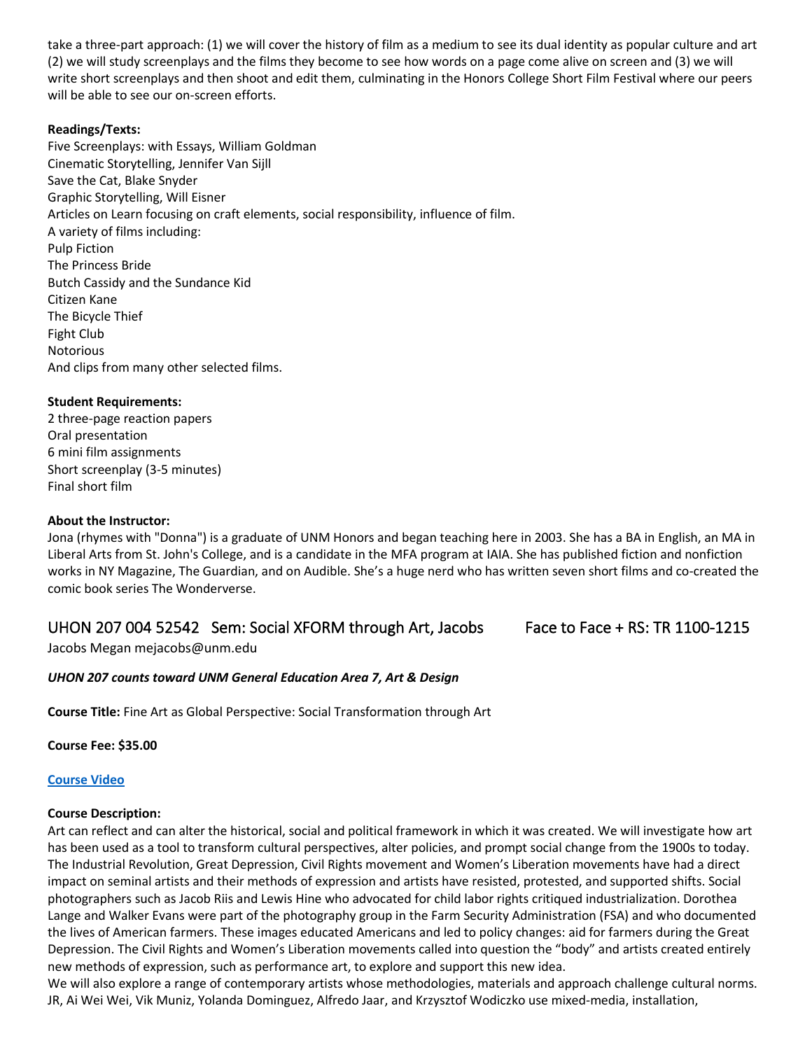take a three-part approach: (1) we will cover the history of film as a medium to see its dual identity as popular culture and art (2) we will study screenplays and the films they become to see how words on a page come alive on screen and (3) we will write short screenplays and then shoot and edit them, culminating in the Honors College Short Film Festival where our peers will be able to see our on-screen efforts.

**Readings/Texts:**
Five Screenplays: with Essays, William Goldman
Cinematic Storytelling, Jennifer Van Sijll
Save the Cat, Blake Snyder
Graphic Storytelling, Will Eisner
Articles on Learn focusing on craft elements, social responsibility, influence of film.
A variety of films including:
Pulp Fiction
The Princess Bride
Butch Cassidy and the Sundance Kid
Citizen Kane
The Bicycle Thief
Fight Club
Notorious
And clips from many other selected films.

**Student Requirements:**
2 three-page reaction papers
Oral presentation
6 mini film assignments
Short screenplay (3-5 minutes)
Final short film

**About the Instructor:**
Jona (rhymes with "Donna") is a graduate of UNM Honors and began teaching here in 2003. She has a BA in English, an MA in Liberal Arts from St. John's College, and is a candidate in the MFA program at IAIA. She has published fiction and nonfiction works in NY Magazine, The Guardian, and on Audible. She's a huge nerd who has written seven short films and co-created the comic book series The Wonderverse.

## UHON 207 004 52542 Sem: Social XFORM through Art, Jacobs Face to Face + RS: TR 1100-1215

Jacobs Megan mejacobs@unm.edu

***UHON 207 counts toward UNM General Education Area 7, Art & Design***

**Course Title:** Fine Art as Global Perspective: Social Transformation through Art

**Course Fee: $35.00**

**Course Video**

**Course Description:**
Art can reflect and can alter the historical, social and political framework in which it was created. We will investigate how art has been used as a tool to transform cultural perspectives, alter policies, and prompt social change from the 1900s to today. The Industrial Revolution, Great Depression, Civil Rights movement and Women's Liberation movements have had a direct impact on seminal artists and their methods of expression and artists have resisted, protested, and supported shifts. Social photographers such as Jacob Riis and Lewis Hine who advocated for child labor rights critiqued industrialization. Dorothea Lange and Walker Evans were part of the photography group in the Farm Security Administration (FSA) and who documented the lives of American farmers. These images educated Americans and led to policy changes: aid for farmers during the Great Depression. The Civil Rights and Women's Liberation movements called into question the "body" and artists created entirely new methods of expression, such as performance art, to explore and support this new idea.
We will also explore a range of contemporary artists whose methodologies, materials and approach challenge cultural norms. JR, Ai Wei Wei, Vik Muniz, Yolanda Dominguez, Alfredo Jaar, and Krzysztof Wodiczko use mixed-media, installation,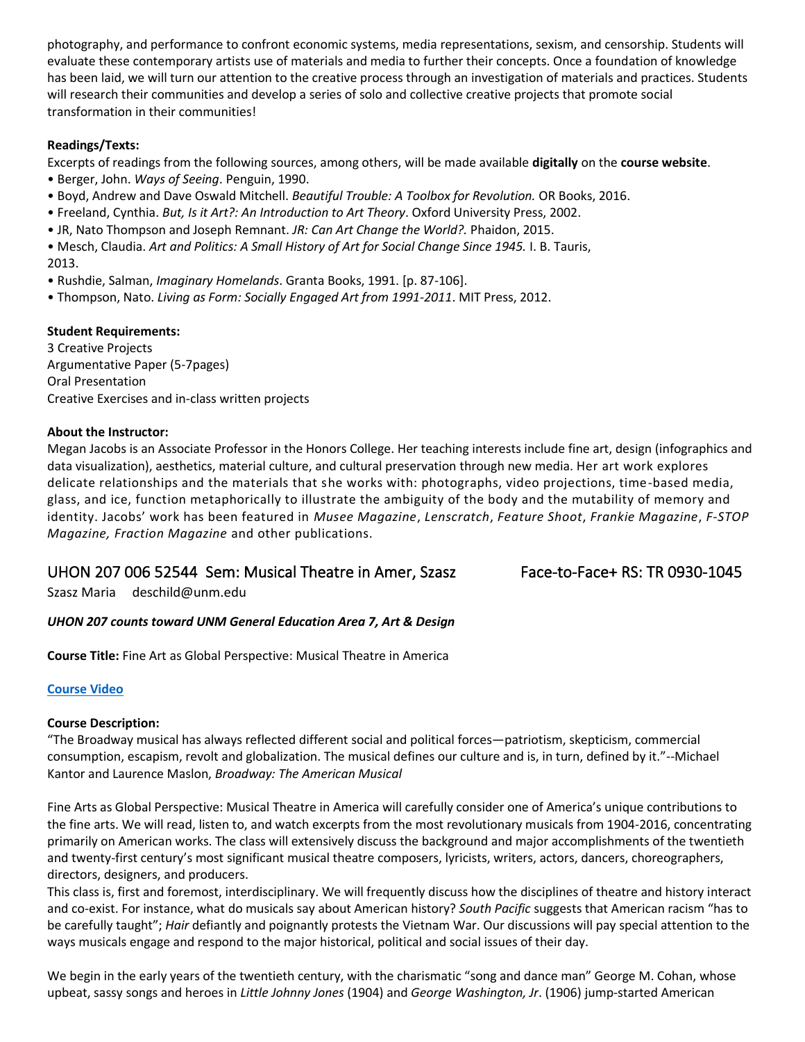photography, and performance to confront economic systems, media representations, sexism, and censorship. Students will evaluate these contemporary artists use of materials and media to further their concepts. Once a foundation of knowledge has been laid, we will turn our attention to the creative process through an investigation of materials and practices. Students will research their communities and develop a series of solo and collective creative projects that promote social transformation in their communities!

**Readings/Texts:**

Excerpts of readings from the following sources, among others, will be made available **digitally** on the **course website**.

- Berger, John. *Ways of Seeing*. Penguin, 1990.
- Boyd, Andrew and Dave Oswald Mitchell. *Beautiful Trouble: A Toolbox for Revolution.* OR Books, 2016.
- Freeland, Cynthia. *But, Is it Art?: An Introduction to Art Theory*. Oxford University Press, 2002.
- JR, Nato Thompson and Joseph Remnant. *JR: Can Art Change the World?.* Phaidon, 2015.
- Mesch, Claudia. *Art and Politics: A Small History of Art for Social Change Since 1945.* I. B. Tauris, 2013.
- Rushdie, Salman, *Imaginary Homelands*. Granta Books, 1991. [p. 87-106].
- Thompson, Nato. *Living as Form: Socially Engaged Art from 1991-2011*. MIT Press, 2012.

**Student Requirements:**

3 Creative Projects
Argumentative Paper (5-7pages)
Oral Presentation
Creative Exercises and in-class written projects

**About the Instructor:**

Megan Jacobs is an Associate Professor in the Honors College. Her teaching interests include fine art, design (infographics and data visualization), aesthetics, material culture, and cultural preservation through new media. Her art work explores delicate relationships and the materials that she works with: photographs, video projections, time-based media, glass, and ice, function metaphorically to illustrate the ambiguity of the body and the mutability of memory and identity. Jacobs' work has been featured in *Musee Magazine*, *Lenscratch*, *Feature Shoot*, *Frankie Magazine*, *F-STOP Magazine, Fraction Magazine* and other publications.

## UHON 207 006 52544 Sem: Musical Theatre in Amer, Szasz Face-to-Face+ RS: TR 0930-1045

Szasz Maria deschild@unm.edu

***UHON 207 counts toward UNM General Education Area 7, Art & Design***

**Course Title:** Fine Art as Global Perspective: Musical Theatre in America

**Course Video**

**Course Description:**

"The Broadway musical has always reflected different social and political forces—patriotism, skepticism, commercial consumption, escapism, revolt and globalization. The musical defines our culture and is, in turn, defined by it."--Michael Kantor and Laurence Maslon, *Broadway: The American Musical*

Fine Arts as Global Perspective: Musical Theatre in America will carefully consider one of America's unique contributions to the fine arts. We will read, listen to, and watch excerpts from the most revolutionary musicals from 1904-2016, concentrating primarily on American works. The class will extensively discuss the background and major accomplishments of the twentieth and twenty-first century's most significant musical theatre composers, lyricists, writers, actors, dancers, choreographers, directors, designers, and producers.

This class is, first and foremost, interdisciplinary. We will frequently discuss how the disciplines of theatre and history interact and co-exist. For instance, what do musicals say about American history? *South Pacific* suggests that American racism "has to be carefully taught"; *Hair* defiantly and poignantly protests the Vietnam War. Our discussions will pay special attention to the ways musicals engage and respond to the major historical, political and social issues of their day.

We begin in the early years of the twentieth century, with the charismatic "song and dance man" George M. Cohan, whose upbeat, sassy songs and heroes in *Little Johnny Jones* (1904) and *George Washington, Jr*. (1906) jump-started American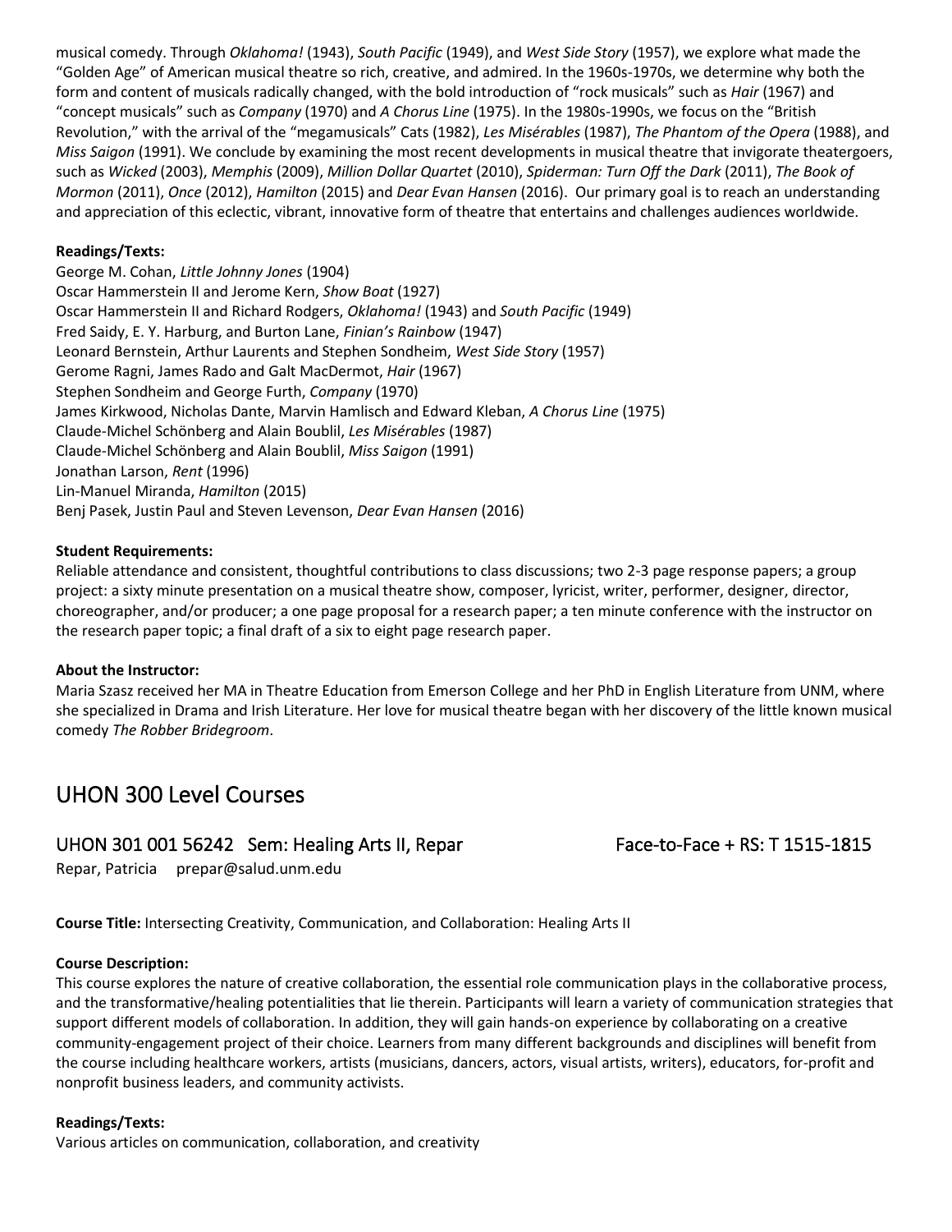musical comedy. Through *Oklahoma!* (1943), *South Pacific* (1949), and *West Side Story* (1957), we explore what made the "Golden Age" of American musical theatre so rich, creative, and admired. In the 1960s-1970s, we determine why both the form and content of musicals radically changed, with the bold introduction of "rock musicals" such as *Hair* (1967) and "concept musicals" such as *Company* (1970) and *A Chorus Line* (1975). In the 1980s-1990s, we focus on the "British Revolution," with the arrival of the "megamusicals" Cats (1982), *Les Misérables* (1987), *The Phantom of the Opera* (1988), and *Miss Saigon* (1991). We conclude by examining the most recent developments in musical theatre that invigorate theatergoers, such as *Wicked* (2003), *Memphis* (2009), *Million Dollar Quartet* (2010), *Spiderman: Turn Off the Dark* (2011), *The Book of Mormon* (2011), *Once* (2012), *Hamilton* (2015) and *Dear Evan Hansen* (2016). Our primary goal is to reach an understanding and appreciation of this eclectic, vibrant, innovative form of theatre that entertains and challenges audiences worldwide.

**Readings/Texts:**

George M. Cohan, *Little Johnny Jones* (1904)
Oscar Hammerstein II and Jerome Kern, *Show Boat* (1927)
Oscar Hammerstein II and Richard Rodgers, *Oklahoma!* (1943) and *South Pacific* (1949)
Fred Saidy, E. Y. Harburg, and Burton Lane, *Finian's Rainbow* (1947)
Leonard Bernstein, Arthur Laurents and Stephen Sondheim, *West Side Story* (1957)
Gerome Ragni, James Rado and Galt MacDermot, *Hair* (1967)
Stephen Sondheim and George Furth, *Company* (1970)
James Kirkwood, Nicholas Dante, Marvin Hamlisch and Edward Kleban, *A Chorus Line* (1975)
Claude-Michel Schönberg and Alain Boublil, *Les Misérables* (1987)
Claude-Michel Schönberg and Alain Boublil, *Miss Saigon* (1991)
Jonathan Larson, *Rent* (1996)
Lin-Manuel Miranda, *Hamilton* (2015)
Benj Pasek, Justin Paul and Steven Levenson, *Dear Evan Hansen* (2016)

**Student Requirements:**

Reliable attendance and consistent, thoughtful contributions to class discussions; two 2-3 page response papers; a group project: a sixty minute presentation on a musical theatre show, composer, lyricist, writer, performer, designer, director, choreographer, and/or producer; a one page proposal for a research paper; a ten minute conference with the instructor on the research paper topic; a final draft of a six to eight page research paper.

**About the Instructor:**

Maria Szasz received her MA in Theatre Education from Emerson College and her PhD in English Literature from UNM, where she specialized in Drama and Irish Literature. Her love for musical theatre began with her discovery of the little known musical comedy *The Robber Bridegroom*.

# UHON 300 Level Courses

## UHON 301 001 56242 Sem: Healing Arts II, Repar — Face-to-Face + RS: T 1515-1815

Repar, Patricia prepar@salud.unm.edu

**Course Title:** Intersecting Creativity, Communication, and Collaboration: Healing Arts II

**Course Description:**

This course explores the nature of creative collaboration, the essential role communication plays in the collaborative process, and the transformative/healing potentialities that lie therein. Participants will learn a variety of communication strategies that support different models of collaboration. In addition, they will gain hands-on experience by collaborating on a creative community-engagement project of their choice. Learners from many different backgrounds and disciplines will benefit from the course including healthcare workers, artists (musicians, dancers, actors, visual artists, writers), educators, for-profit and nonprofit business leaders, and community activists.

**Readings/Texts:**

Various articles on communication, collaboration, and creativity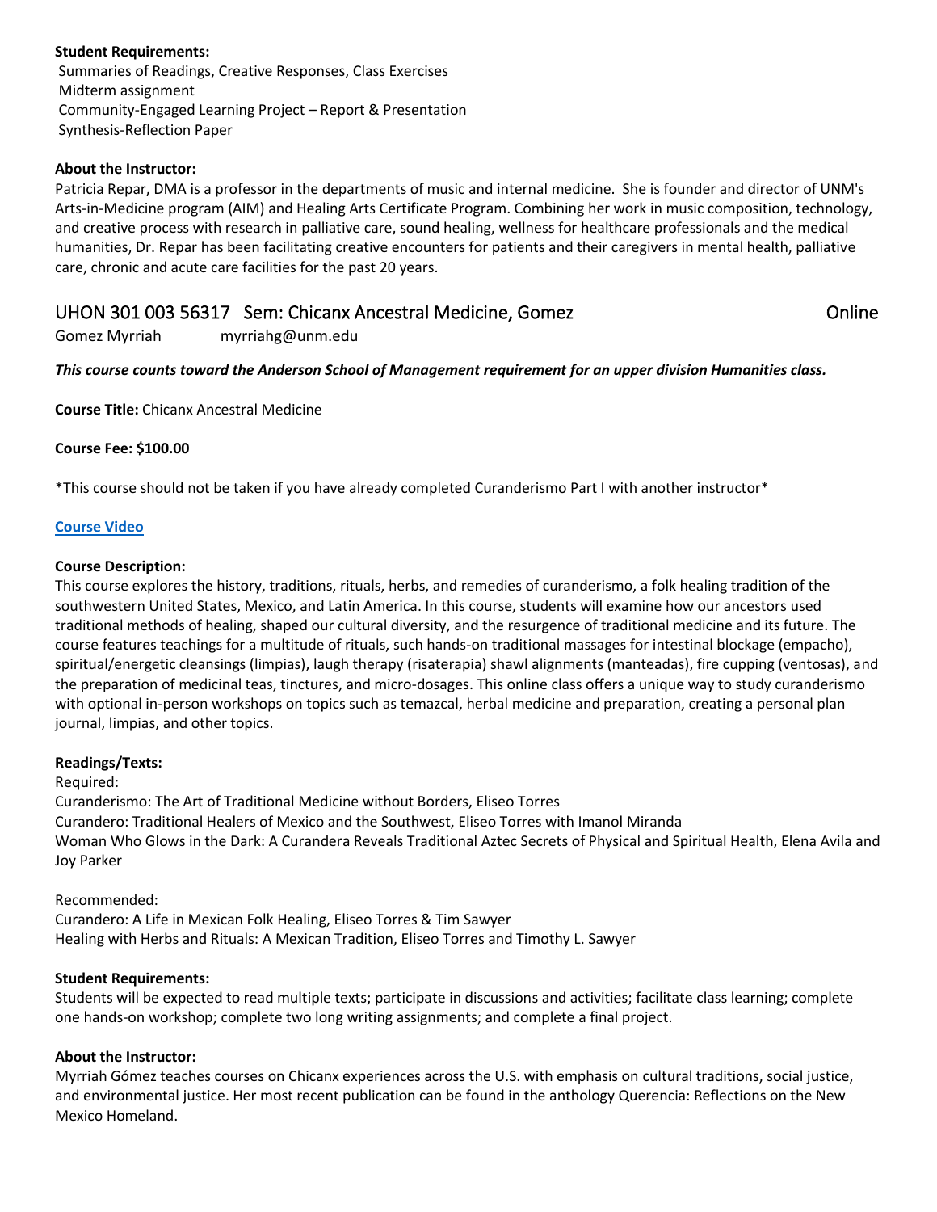**Student Requirements:**
Summaries of Readings, Creative Responses, Class Exercises
Midterm assignment
Community-Engaged Learning Project – Report & Presentation
Synthesis-Reflection Paper

**About the Instructor:**
Patricia Repar, DMA is a professor in the departments of music and internal medicine. She is founder and director of UNM's Arts-in-Medicine program (AIM) and Healing Arts Certificate Program. Combining her work in music composition, technology, and creative process with research in palliative care, sound healing, wellness for healthcare professionals and the medical humanities, Dr. Repar has been facilitating creative encounters for patients and their caregivers in mental health, palliative care, chronic and acute care facilities for the past 20 years.

## UHON 301 003 56317 Sem: Chicanx Ancestral Medicine, Gomez Online

Gomez Myrriah myrriahg@unm.edu

***This course counts toward the Anderson School of Management requirement for an upper division Humanities class.***

**Course Title:** Chicanx Ancestral Medicine

**Course Fee: $100.00**

*This course should not be taken if you have already completed Curanderismo Part I with another instructor*

**Course Video**

**Course Description:**
This course explores the history, traditions, rituals, herbs, and remedies of curanderismo, a folk healing tradition of the southwestern United States, Mexico, and Latin America. In this course, students will examine how our ancestors used traditional methods of healing, shaped our cultural diversity, and the resurgence of traditional medicine and its future. The course features teachings for a multitude of rituals, such hands-on traditional massages for intestinal blockage (empacho), spiritual/energetic cleansings (limpias), laugh therapy (risaterapia) shawl alignments (manteadas), fire cupping (ventosas), and the preparation of medicinal teas, tinctures, and micro-dosages. This online class offers a unique way to study curanderismo with optional in-person workshops on topics such as temazcal, herbal medicine and preparation, creating a personal plan journal, limpias, and other topics.

**Readings/Texts:**
Required:
Curanderismo: The Art of Traditional Medicine without Borders, Eliseo Torres
Curandero: Traditional Healers of Mexico and the Southwest, Eliseo Torres with Imanol Miranda
Woman Who Glows in the Dark: A Curandera Reveals Traditional Aztec Secrets of Physical and Spiritual Health, Elena Avila and Joy Parker

Recommended:
Curandero: A Life in Mexican Folk Healing, Eliseo Torres & Tim Sawyer
Healing with Herbs and Rituals: A Mexican Tradition, Eliseo Torres and Timothy L. Sawyer

**Student Requirements:**
Students will be expected to read multiple texts; participate in discussions and activities; facilitate class learning; complete one hands-on workshop; complete two long writing assignments; and complete a final project.

**About the Instructor:**
Myrriah Gómez teaches courses on Chicanx experiences across the U.S. with emphasis on cultural traditions, social justice, and environmental justice. Her most recent publication can be found in the anthology Querencia: Reflections on the New Mexico Homeland.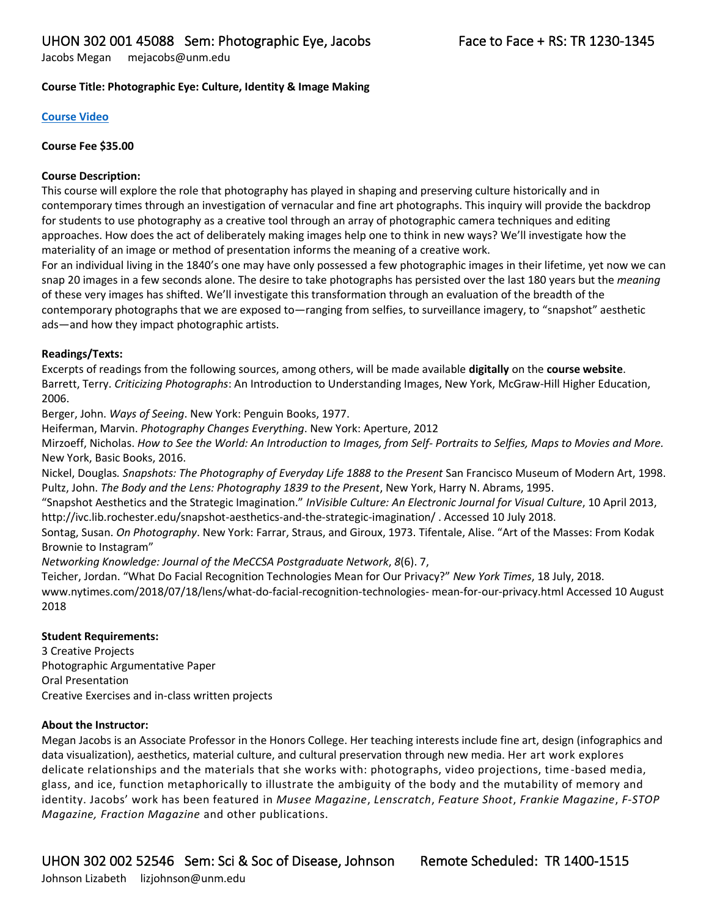## UHON 302 001 45088 Sem: Photographic Eye, Jacobs — Face to Face + RS: TR 1230-1345

Jacobs Megan mejacobs@unm.edu

**Course Title: Photographic Eye: Culture, Identity & Image Making**

**Course Video**

**Course Fee $35.00**

**Course Description:**

This course will explore the role that photography has played in shaping and preserving culture historically and in contemporary times through an investigation of vernacular and fine art photographs. This inquiry will provide the backdrop for students to use photography as a creative tool through an array of photographic camera techniques and editing approaches. How does the act of deliberately making images help one to think in new ways? We'll investigate how the materiality of an image or method of presentation informs the meaning of a creative work.

For an individual living in the 1840's one may have only possessed a few photographic images in their lifetime, yet now we can snap 20 images in a few seconds alone. The desire to take photographs has persisted over the last 180 years but the *meaning* of these very images has shifted. We'll investigate this transformation through an evaluation of the breadth of the contemporary photographs that we are exposed to—ranging from selfies, to surveillance imagery, to "snapshot" aesthetic ads—and how they impact photographic artists.

**Readings/Texts:**

Excerpts of readings from the following sources, among others, will be made available **digitally** on the **course website**.

Barrett, Terry. *Criticizing Photographs*: An Introduction to Understanding Images, New York, McGraw-Hill Higher Education, 2006.

Berger, John. *Ways of Seeing*. New York: Penguin Books, 1977.

Heiferman, Marvin. *Photography Changes Everything*. New York: Aperture, 2012

Mirzoeff, Nicholas. *How to See the World: An Introduction to Images, from Self- Portraits to Selfies, Maps to Movies and More.* New York, Basic Books, 2016.

Nickel, Douglas*. Snapshots: The Photography of Everyday Life 1888 to the Present* San Francisco Museum of Modern Art, 1998.

Pultz, John. *The Body and the Lens: Photography 1839 to the Present*, New York, Harry N. Abrams, 1995.

"Snapshot Aesthetics and the Strategic Imagination." *InVisible Culture: An Electronic Journal for Visual Culture*, 10 April 2013, http://ivc.lib.rochester.edu/snapshot-aesthetics-and-the-strategic-imagination/ . Accessed 10 July 2018.

Sontag, Susan. *On Photography*. New York: Farrar, Straus, and Giroux, 1973. Tifentale, Alise. "Art of the Masses: From Kodak Brownie to Instagram"

*Networking Knowledge: Journal of the MeCCSA Postgraduate Network*, *8*(6). 7,

Teicher, Jordan. "What Do Facial Recognition Technologies Mean for Our Privacy?" *New York Times*, 18 July, 2018. www.nytimes.com/2018/07/18/lens/what-do-facial-recognition-technologies- mean-for-our-privacy.html Accessed 10 August 2018

**Student Requirements:**

3 Creative Projects
Photographic Argumentative Paper
Oral Presentation
Creative Exercises and in-class written projects

**About the Instructor:**

Megan Jacobs is an Associate Professor in the Honors College. Her teaching interests include fine art, design (infographics and data visualization), aesthetics, material culture, and cultural preservation through new media. Her art work explores delicate relationships and the materials that she works with: photographs, video projections, time-based media, glass, and ice, function metaphorically to illustrate the ambiguity of the body and the mutability of memory and identity. Jacobs' work has been featured in *Musee Magazine*, *Lenscratch*, *Feature Shoot*, *Frankie Magazine*, *F-STOP Magazine, Fraction Magazine* and other publications.

## UHON 302 002 52546 Sem: Sci & Soc of Disease, Johnson — Remote Scheduled: TR 1400-1515

Johnson Lizabeth lizjohnson@unm.edu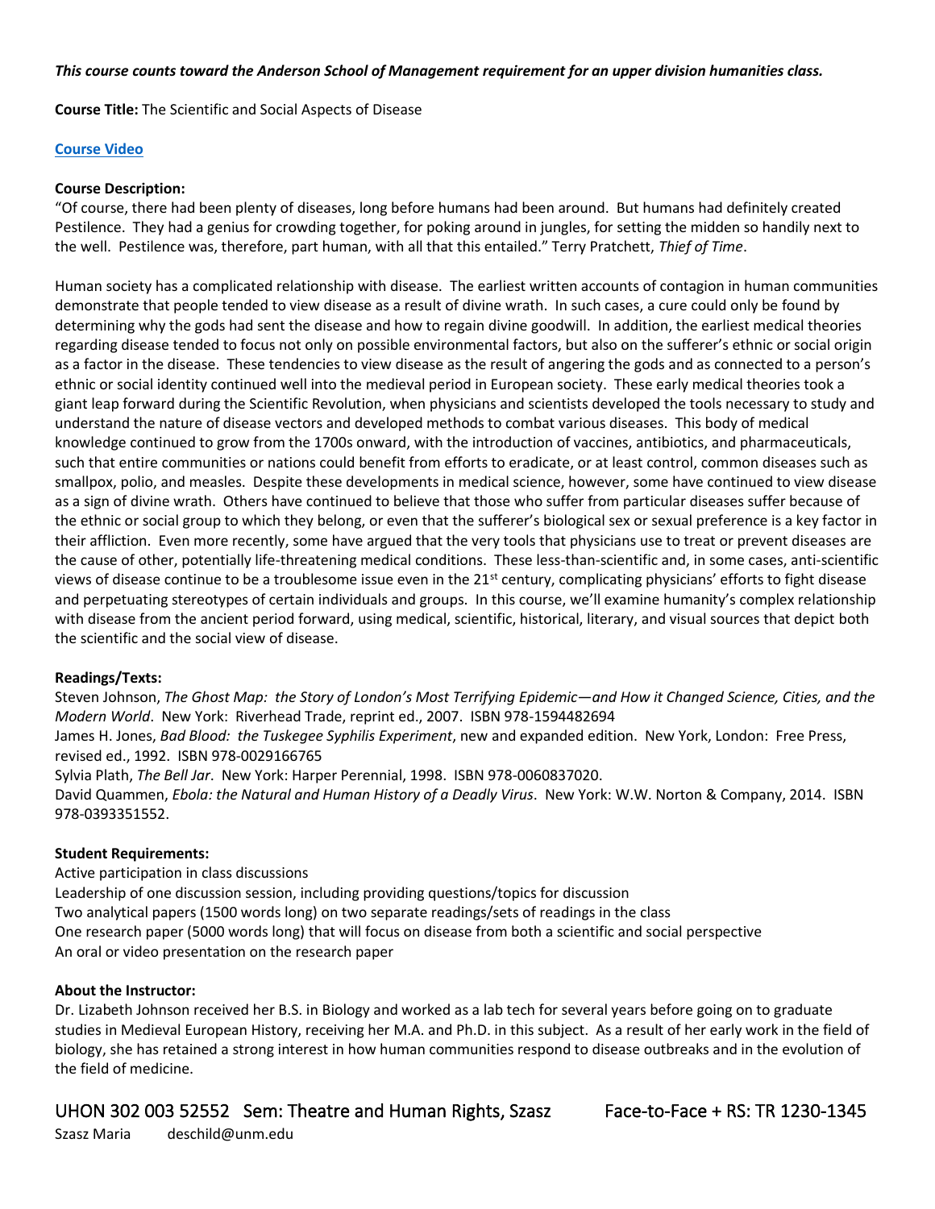***This course counts toward the Anderson School of Management requirement for an upper division humanities class.***

**Course Title:** The Scientific and Social Aspects of Disease

**Course Video**

**Course Description:**
"Of course, there had been plenty of diseases, long before humans had been around. But humans had definitely created Pestilence. They had a genius for crowding together, for poking around in jungles, for setting the midden so handily next to the well. Pestilence was, therefore, part human, with all that this entailed." Terry Pratchett, *Thief of Time*.

Human society has a complicated relationship with disease. The earliest written accounts of contagion in human communities demonstrate that people tended to view disease as a result of divine wrath. In such cases, a cure could only be found by determining why the gods had sent the disease and how to regain divine goodwill. In addition, the earliest medical theories regarding disease tended to focus not only on possible environmental factors, but also on the sufferer's ethnic or social origin as a factor in the disease. These tendencies to view disease as the result of angering the gods and as connected to a person's ethnic or social identity continued well into the medieval period in European society. These early medical theories took a giant leap forward during the Scientific Revolution, when physicians and scientists developed the tools necessary to study and understand the nature of disease vectors and developed methods to combat various diseases. This body of medical knowledge continued to grow from the 1700s onward, with the introduction of vaccines, antibiotics, and pharmaceuticals, such that entire communities or nations could benefit from efforts to eradicate, or at least control, common diseases such as smallpox, polio, and measles. Despite these developments in medical science, however, some have continued to view disease as a sign of divine wrath. Others have continued to believe that those who suffer from particular diseases suffer because of the ethnic or social group to which they belong, or even that the sufferer's biological sex or sexual preference is a key factor in their affliction. Even more recently, some have argued that the very tools that physicians use to treat or prevent diseases are the cause of other, potentially life-threatening medical conditions. These less-than-scientific and, in some cases, anti-scientific views of disease continue to be a troublesome issue even in the 21st century, complicating physicians' efforts to fight disease and perpetuating stereotypes of certain individuals and groups. In this course, we'll examine humanity's complex relationship with disease from the ancient period forward, using medical, scientific, historical, literary, and visual sources that depict both the scientific and the social view of disease.

**Readings/Texts:**
Steven Johnson, *The Ghost Map: the Story of London's Most Terrifying Epidemic—and How it Changed Science, Cities, and the Modern World*. New York: Riverhead Trade, reprint ed., 2007. ISBN 978-1594482694
James H. Jones, *Bad Blood: the Tuskegee Syphilis Experiment*, new and expanded edition. New York, London: Free Press, revised ed., 1992. ISBN 978-0029166765
Sylvia Plath, *The Bell Jar*. New York: Harper Perennial, 1998. ISBN 978-0060837020.
David Quammen, *Ebola: the Natural and Human History of a Deadly Virus*. New York: W.W. Norton & Company, 2014. ISBN 978-0393351552.

**Student Requirements:**
Active participation in class discussions
Leadership of one discussion session, including providing questions/topics for discussion
Two analytical papers (1500 words long) on two separate readings/sets of readings in the class
One research paper (5000 words long) that will focus on disease from both a scientific and social perspective
An oral or video presentation on the research paper

**About the Instructor:**
Dr. Lizabeth Johnson received her B.S. in Biology and worked as a lab tech for several years before going on to graduate studies in Medieval European History, receiving her M.A. and Ph.D. in this subject. As a result of her early work in the field of biology, she has retained a strong interest in how human communities respond to disease outbreaks and in the evolution of the field of medicine.

## UHON 302 003 52552 Sem: Theatre and Human Rights, Szasz Face-to-Face + RS: TR 1230-1345

Szasz Maria deschild@unm.edu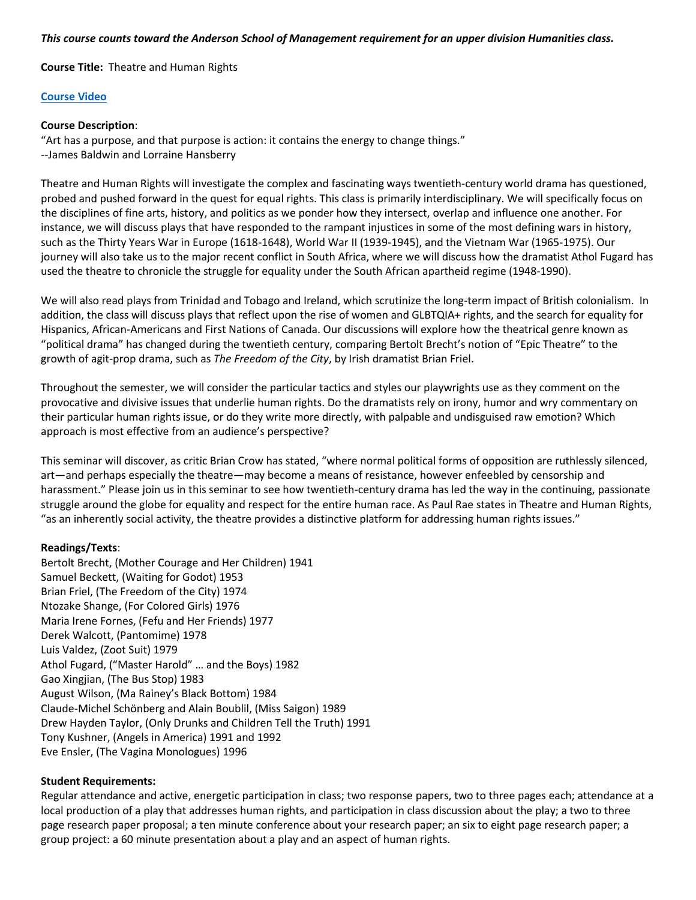***This course counts toward the Anderson School of Management requirement for an upper division Humanities class.***

**Course Title:** Theatre and Human Rights

**Course Video**

**Course Description**:

"Art has a purpose, and that purpose is action: it contains the energy to change things."
--James Baldwin and Lorraine Hansberry

Theatre and Human Rights will investigate the complex and fascinating ways twentieth-century world drama has questioned, probed and pushed forward in the quest for equal rights. This class is primarily interdisciplinary. We will specifically focus on the disciplines of fine arts, history, and politics as we ponder how they intersect, overlap and influence one another. For instance, we will discuss plays that have responded to the rampant injustices in some of the most defining wars in history, such as the Thirty Years War in Europe (1618-1648), World War II (1939-1945), and the Vietnam War (1965-1975). Our journey will also take us to the major recent conflict in South Africa, where we will discuss how the dramatist Athol Fugard has used the theatre to chronicle the struggle for equality under the South African apartheid regime (1948-1990).

We will also read plays from Trinidad and Tobago and Ireland, which scrutinize the long-term impact of British colonialism. In addition, the class will discuss plays that reflect upon the rise of women and GLBTQIA+ rights, and the search for equality for Hispanics, African-Americans and First Nations of Canada. Our discussions will explore how the theatrical genre known as "political drama" has changed during the twentieth century, comparing Bertolt Brecht's notion of "Epic Theatre" to the growth of agit-prop drama, such as *The Freedom of the City*, by Irish dramatist Brian Friel.

Throughout the semester, we will consider the particular tactics and styles our playwrights use as they comment on the provocative and divisive issues that underlie human rights. Do the dramatists rely on irony, humor and wry commentary on their particular human rights issue, or do they write more directly, with palpable and undisguised raw emotion? Which approach is most effective from an audience's perspective?

This seminar will discover, as critic Brian Crow has stated, "where normal political forms of opposition are ruthlessly silenced, art—and perhaps especially the theatre—may become a means of resistance, however enfeebled by censorship and harassment." Please join us in this seminar to see how twentieth-century drama has led the way in the continuing, passionate struggle around the globe for equality and respect for the entire human race. As Paul Rae states in Theatre and Human Rights, "as an inherently social activity, the theatre provides a distinctive platform for addressing human rights issues."

**Readings/Texts**:

Bertolt Brecht, (Mother Courage and Her Children) 1941
Samuel Beckett, (Waiting for Godot) 1953
Brian Friel, (The Freedom of the City) 1974
Ntozake Shange, (For Colored Girls) 1976
Maria Irene Fornes, (Fefu and Her Friends) 1977
Derek Walcott, (Pantomime) 1978
Luis Valdez, (Zoot Suit) 1979
Athol Fugard, ("Master Harold" … and the Boys) 1982
Gao Xingjian, (The Bus Stop) 1983
August Wilson, (Ma Rainey's Black Bottom) 1984
Claude-Michel Schönberg and Alain Boublil, (Miss Saigon) 1989
Drew Hayden Taylor, (Only Drunks and Children Tell the Truth) 1991
Tony Kushner, (Angels in America) 1991 and 1992
Eve Ensler, (The Vagina Monologues) 1996

**Student Requirements:**

Regular attendance and active, energetic participation in class; two response papers, two to three pages each; attendance at a local production of a play that addresses human rights, and participation in class discussion about the play; a two to three page research paper proposal; a ten minute conference about your research paper; an six to eight page research paper; a group project: a 60 minute presentation about a play and an aspect of human rights.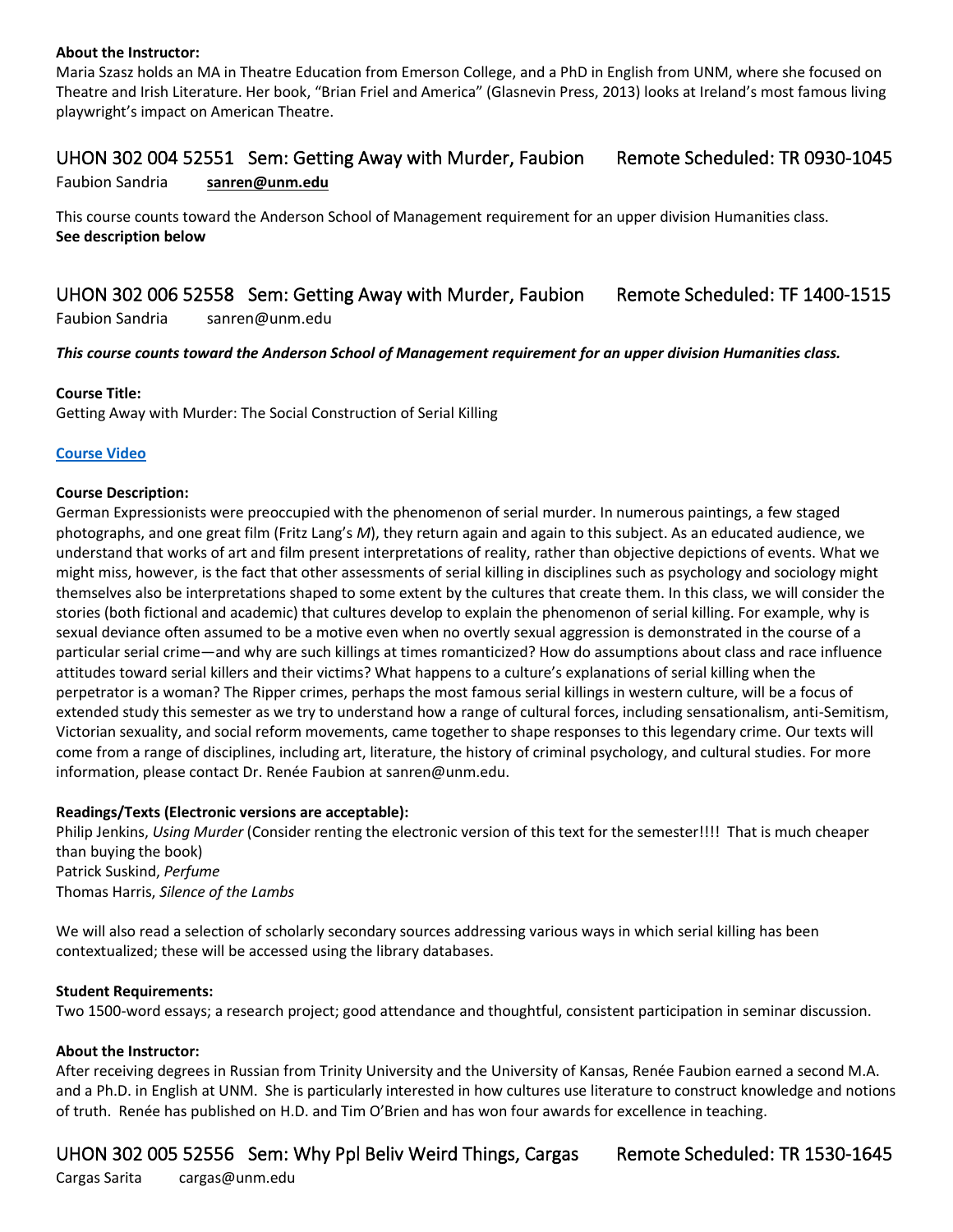**About the Instructor:**
Maria Szasz holds an MA in Theatre Education from Emerson College, and a PhD in English from UNM, where she focused on Theatre and Irish Literature. Her book, "Brian Friel and America" (Glasnevin Press, 2013) looks at Ireland's most famous living playwright's impact on American Theatre.

## UHON 302 004 52551 Sem: Getting Away with Murder, Faubion Remote Scheduled: TR 0930-1045

Faubion Sandria **sanren@unm.edu**

This course counts toward the Anderson School of Management requirement for an upper division Humanities class.
**See description below**

## UHON 302 006 52558 Sem: Getting Away with Murder, Faubion Remote Scheduled: TF 1400-1515

Faubion Sandria sanren@unm.edu

***This course counts toward the Anderson School of Management requirement for an upper division Humanities class.***

**Course Title:**
Getting Away with Murder: The Social Construction of Serial Killing

**Course Video**

**Course Description:**
German Expressionists were preoccupied with the phenomenon of serial murder. In numerous paintings, a few staged photographs, and one great film (Fritz Lang's *M*), they return again and again to this subject. As an educated audience, we understand that works of art and film present interpretations of reality, rather than objective depictions of events. What we might miss, however, is the fact that other assessments of serial killing in disciplines such as psychology and sociology might themselves also be interpretations shaped to some extent by the cultures that create them. In this class, we will consider the stories (both fictional and academic) that cultures develop to explain the phenomenon of serial killing. For example, why is sexual deviance often assumed to be a motive even when no overtly sexual aggression is demonstrated in the course of a particular serial crime—and why are such killings at times romanticized? How do assumptions about class and race influence attitudes toward serial killers and their victims? What happens to a culture's explanations of serial killing when the perpetrator is a woman? The Ripper crimes, perhaps the most famous serial killings in western culture, will be a focus of extended study this semester as we try to understand how a range of cultural forces, including sensationalism, anti-Semitism, Victorian sexuality, and social reform movements, came together to shape responses to this legendary crime. Our texts will come from a range of disciplines, including art, literature, the history of criminal psychology, and cultural studies. For more information, please contact Dr. Renée Faubion at sanren@unm.edu.

**Readings/Texts (Electronic versions are acceptable):**
Philip Jenkins, *Using Murder* (Consider renting the electronic version of this text for the semester!!!! That is much cheaper than buying the book)
Patrick Suskind, *Perfume*
Thomas Harris, *Silence of the Lambs*

We will also read a selection of scholarly secondary sources addressing various ways in which serial killing has been contextualized; these will be accessed using the library databases.

**Student Requirements:**
Two 1500-word essays; a research project; good attendance and thoughtful, consistent participation in seminar discussion.

**About the Instructor:**
After receiving degrees in Russian from Trinity University and the University of Kansas, Renée Faubion earned a second M.A. and a Ph.D. in English at UNM. She is particularly interested in how cultures use literature to construct knowledge and notions of truth. Renée has published on H.D. and Tim O'Brien and has won four awards for excellence in teaching.

## UHON 302 005 52556 Sem: Why Ppl Beliv Weird Things, Cargas Remote Scheduled: TR 1530-1645

Cargas Sarita cargas@unm.edu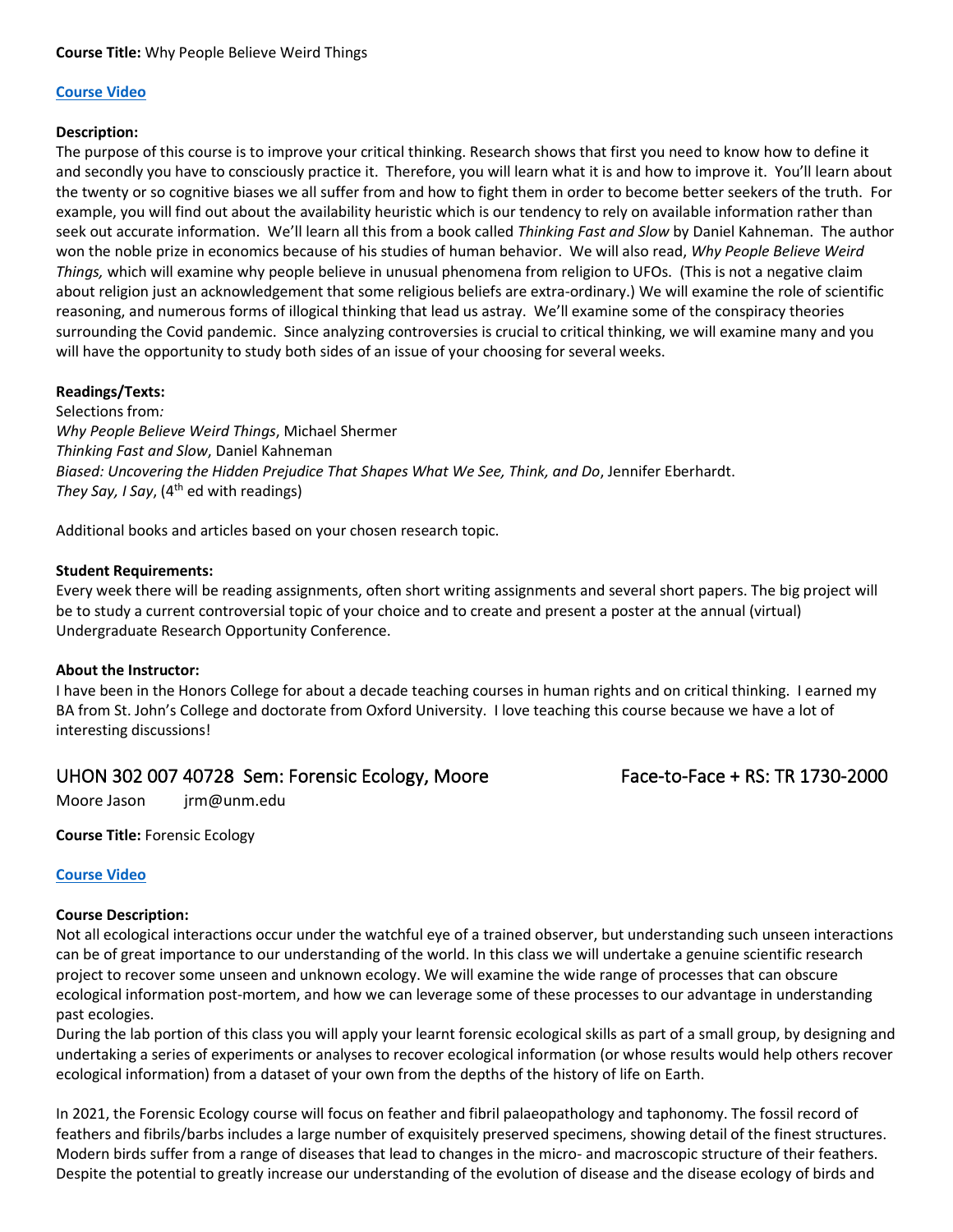**Course Title:** Why People Believe Weird Things

**Course Video**

**Description:**
The purpose of this course is to improve your critical thinking. Research shows that first you need to know how to define it and secondly you have to consciously practice it. Therefore, you will learn what it is and how to improve it. You'll learn about the twenty or so cognitive biases we all suffer from and how to fight them in order to become better seekers of the truth. For example, you will find out about the availability heuristic which is our tendency to rely on available information rather than seek out accurate information. We'll learn all this from a book called *Thinking Fast and Slow* by Daniel Kahneman. The author won the noble prize in economics because of his studies of human behavior. We will also read, *Why People Believe Weird Things,* which will examine why people believe in unusual phenomena from religion to UFOs. (This is not a negative claim about religion just an acknowledgement that some religious beliefs are extra-ordinary.) We will examine the role of scientific reasoning, and numerous forms of illogical thinking that lead us astray. We'll examine some of the conspiracy theories surrounding the Covid pandemic. Since analyzing controversies is crucial to critical thinking, we will examine many and you will have the opportunity to study both sides of an issue of your choosing for several weeks.

**Readings/Texts:**
Selections from:
*Why People Believe Weird Things*, Michael Shermer
*Thinking Fast and Slow*, Daniel Kahneman
*Biased: Uncovering the Hidden Prejudice That Shapes What We See, Think, and Do*, Jennifer Eberhardt.
*They Say, I Say*, (4th ed with readings)

Additional books and articles based on your chosen research topic.

**Student Requirements:**
Every week there will be reading assignments, often short writing assignments and several short papers. The big project will be to study a current controversial topic of your choice and to create and present a poster at the annual (virtual) Undergraduate Research Opportunity Conference.

**About the Instructor:**
I have been in the Honors College for about a decade teaching courses in human rights and on critical thinking. I earned my BA from St. John's College and doctorate from Oxford University. I love teaching this course because we have a lot of interesting discussions!

## UHON 302 007 40728 Sem: Forensic Ecology, Moore — Face-to-Face + RS: TR 1730-2000

Moore Jason jrm@unm.edu

**Course Title:** Forensic Ecology

**Course Video**

**Course Description:**
Not all ecological interactions occur under the watchful eye of a trained observer, but understanding such unseen interactions can be of great importance to our understanding of the world. In this class we will undertake a genuine scientific research project to recover some unseen and unknown ecology. We will examine the wide range of processes that can obscure ecological information post-mortem, and how we can leverage some of these processes to our advantage in understanding past ecologies.
During the lab portion of this class you will apply your learnt forensic ecological skills as part of a small group, by designing and undertaking a series of experiments or analyses to recover ecological information (or whose results would help others recover ecological information) from a dataset of your own from the depths of the history of life on Earth.

In 2021, the Forensic Ecology course will focus on feather and fibril palaeopathology and taphonomy. The fossil record of feathers and fibrils/barbs includes a large number of exquisitely preserved specimens, showing detail of the finest structures. Modern birds suffer from a range of diseases that lead to changes in the micro- and macroscopic structure of their feathers. Despite the potential to greatly increase our understanding of the evolution of disease and the disease ecology of birds and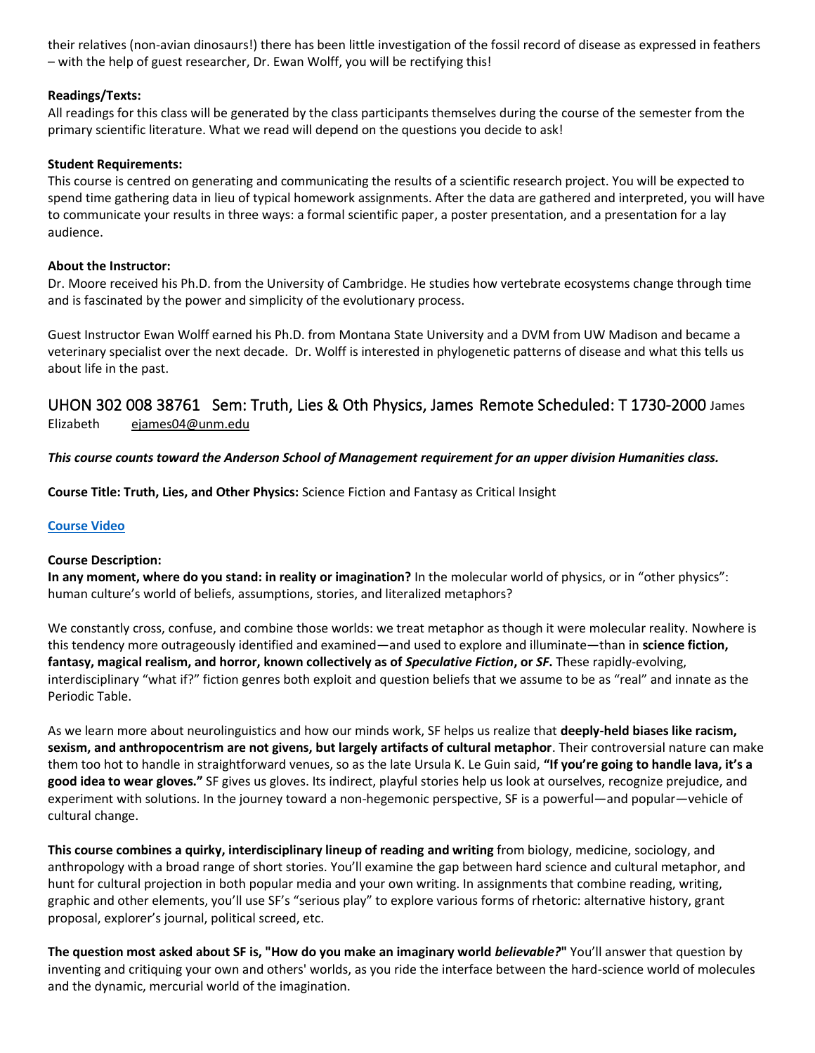their relatives (non-avian dinosaurs!) there has been little investigation of the fossil record of disease as expressed in feathers – with the help of guest researcher, Dr. Ewan Wolff, you will be rectifying this!

**Readings/Texts:**
All readings for this class will be generated by the class participants themselves during the course of the semester from the primary scientific literature. What we read will depend on the questions you decide to ask!

**Student Requirements:**
This course is centred on generating and communicating the results of a scientific research project. You will be expected to spend time gathering data in lieu of typical homework assignments. After the data are gathered and interpreted, you will have to communicate your results in three ways: a formal scientific paper, a poster presentation, and a presentation for a lay audience.

**About the Instructor:**
Dr. Moore received his Ph.D. from the University of Cambridge. He studies how vertebrate ecosystems change through time and is fascinated by the power and simplicity of the evolutionary process.

Guest Instructor Ewan Wolff earned his Ph.D. from Montana State University and a DVM from UW Madison and became a veterinary specialist over the next decade. Dr. Wolff is interested in phylogenetic patterns of disease and what this tells us about life in the past.

## UHON 302 008 38761 Sem: Truth, Lies & Oth Physics, James Remote Scheduled: T 1730-2000 James Elizabeth ejames04@unm.edu

***This course counts toward the Anderson School of Management requirement for an upper division Humanities class.***

**Course Title: Truth, Lies, and Other Physics:** Science Fiction and Fantasy as Critical Insight

**Course Video**

**Course Description:**
**In any moment, where do you stand: in reality or imagination?** In the molecular world of physics, or in "other physics": human culture's world of beliefs, assumptions, stories, and literalized metaphors?

We constantly cross, confuse, and combine those worlds: we treat metaphor as though it were molecular reality. Nowhere is this tendency more outrageously identified and examined—and used to explore and illuminate—than in **science fiction, fantasy, magical realism, and horror, known collectively as of *Speculative Fiction*, or *SF*.** These rapidly-evolving, interdisciplinary "what if?" fiction genres both exploit and question beliefs that we assume to be as "real" and innate as the Periodic Table.

As we learn more about neurolinguistics and how our minds work, SF helps us realize that **deeply-held biases like racism, sexism, and anthropocentrism are not givens, but largely artifacts of cultural metaphor**. Their controversial nature can make them too hot to handle in straightforward venues, so as the late Ursula K. Le Guin said, **"If you're going to handle lava, it's a good idea to wear gloves."** SF gives us gloves. Its indirect, playful stories help us look at ourselves, recognize prejudice, and experiment with solutions. In the journey toward a non-hegemonic perspective, SF is a powerful—and popular—vehicle of cultural change.

**This course combines a quirky, interdisciplinary lineup of reading and writing** from biology, medicine, sociology, and anthropology with a broad range of short stories. You'll examine the gap between hard science and cultural metaphor, and hunt for cultural projection in both popular media and your own writing. In assignments that combine reading, writing, graphic and other elements, you'll use SF's "serious play" to explore various forms of rhetoric: alternative history, grant proposal, explorer's journal, political screed, etc.

**The question most asked about SF is, "How do you make an imaginary world *believable?*"** You'll answer that question by inventing and critiquing your own and others' worlds, as you ride the interface between the hard-science world of molecules and the dynamic, mercurial world of the imagination.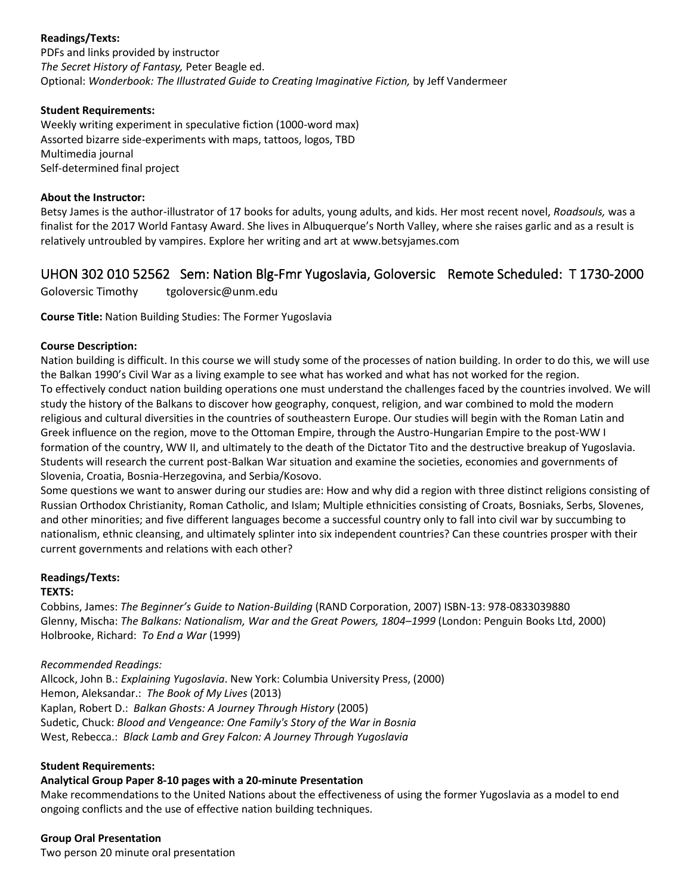**Readings/Texts:**
PDFs and links provided by instructor
*The Secret History of Fantasy,* Peter Beagle ed.
Optional: *Wonderbook: The Illustrated Guide to Creating Imaginative Fiction,* by Jeff Vandermeer

**Student Requirements:**
Weekly writing experiment in speculative fiction (1000-word max)
Assorted bizarre side-experiments with maps, tattoos, logos, TBD
Multimedia journal
Self-determined final project

**About the Instructor:**
Betsy James is the author-illustrator of 17 books for adults, young adults, and kids. Her most recent novel, *Roadsouls,* was a finalist for the 2017 World Fantasy Award. She lives in Albuquerque's North Valley, where she raises garlic and as a result is relatively untroubled by vampires. Explore her writing and art at www.betsyjames.com

## UHON 302 010 52562 Sem: Nation Blg-Fmr Yugoslavia, Goloversic Remote Scheduled: T 1730-2000

Goloversic Timothy tgoloversic@unm.edu

**Course Title:** Nation Building Studies: The Former Yugoslavia

**Course Description:**
Nation building is difficult. In this course we will study some of the processes of nation building. In order to do this, we will use the Balkan 1990's Civil War as a living example to see what has worked and what has not worked for the region.
To effectively conduct nation building operations one must understand the challenges faced by the countries involved. We will study the history of the Balkans to discover how geography, conquest, religion, and war combined to mold the modern religious and cultural diversities in the countries of southeastern Europe. Our studies will begin with the Roman Latin and Greek influence on the region, move to the Ottoman Empire, through the Austro-Hungarian Empire to the post-WW I formation of the country, WW II, and ultimately to the death of the Dictator Tito and the destructive breakup of Yugoslavia. Students will research the current post-Balkan War situation and examine the societies, economies and governments of Slovenia, Croatia, Bosnia-Herzegovina, and Serbia/Kosovo.
Some questions we want to answer during our studies are: How and why did a region with three distinct religions consisting of Russian Orthodox Christianity, Roman Catholic, and Islam; Multiple ethnicities consisting of Croats, Bosniaks, Serbs, Slovenes, and other minorities; and five different languages become a successful country only to fall into civil war by succumbing to nationalism, ethnic cleansing, and ultimately splinter into six independent countries? Can these countries prosper with their current governments and relations with each other?

**Readings/Texts:**
**TEXTS:**
Cobbins, James: *The Beginner's Guide to Nation-Building* (RAND Corporation, 2007) ISBN-13: 978-0833039880
Glenny, Mischa: *The Balkans: Nationalism, War and the Great Powers, 1804–1999* (London: Penguin Books Ltd, 2000)
Holbrooke, Richard: *To End a War* (1999)

*Recommended Readings:*
Allcock, John B.: *Explaining Yugoslavia*. New York: Columbia University Press, (2000)
Hemon, Aleksandar.: *The Book of My Lives* (2013)
Kaplan, Robert D.: *Balkan Ghosts: A Journey Through History* (2005)
Sudetic, Chuck: *Blood and Vengeance: One Family's Story of the War in Bosnia*
West, Rebecca.: *Black Lamb and Grey Falcon: A Journey Through Yugoslavia*

**Student Requirements:**
**Analytical Group Paper 8-10 pages with a 20-minute Presentation**
Make recommendations to the United Nations about the effectiveness of using the former Yugoslavia as a model to end ongoing conflicts and the use of effective nation building techniques.

**Group Oral Presentation**
Two person 20 minute oral presentation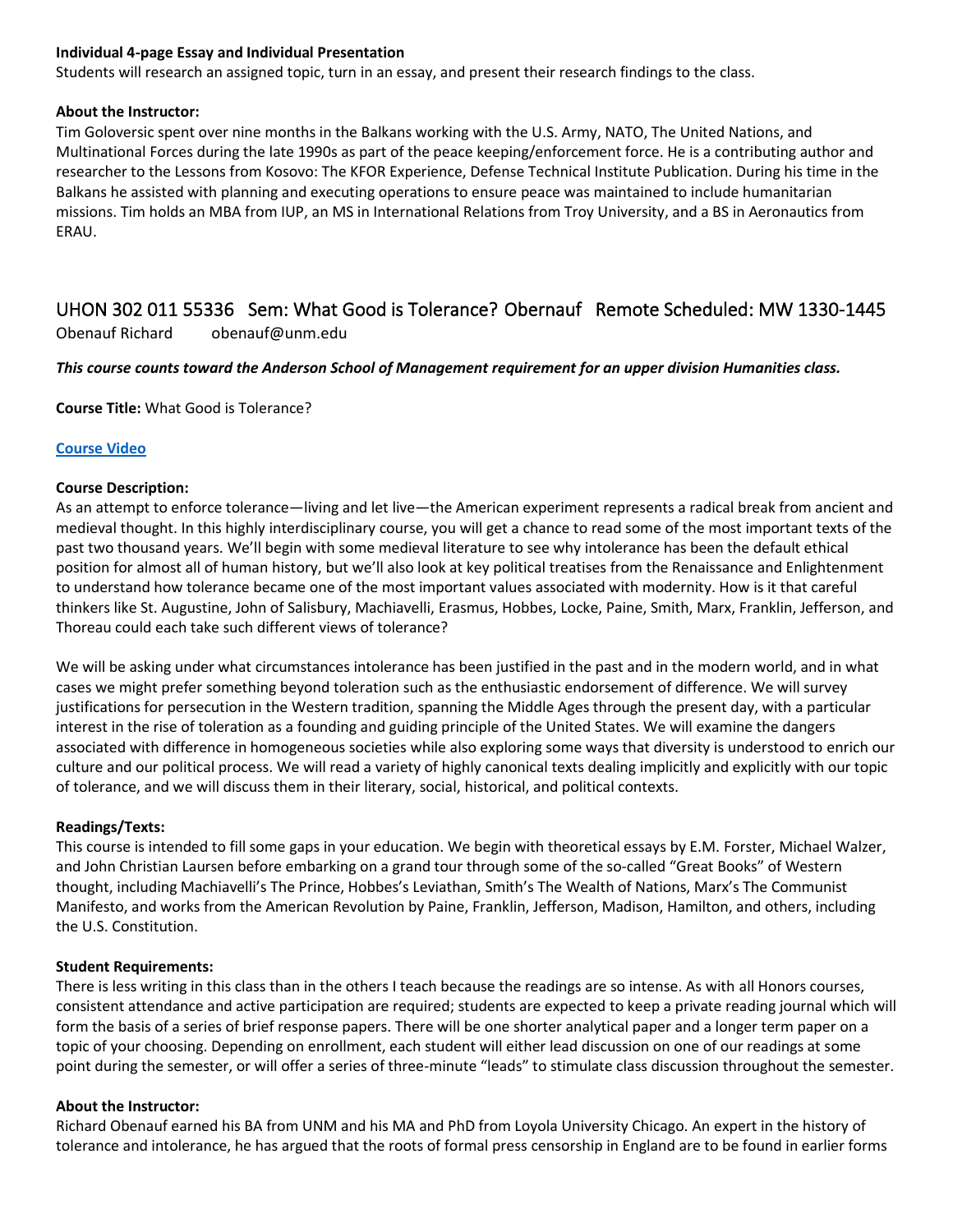**Individual 4-page Essay and Individual Presentation**
Students will research an assigned topic, turn in an essay, and present their research findings to the class.

**About the Instructor:**
Tim Goloversic spent over nine months in the Balkans working with the U.S. Army, NATO, The United Nations, and Multinational Forces during the late 1990s as part of the peace keeping/enforcement force. He is a contributing author and researcher to the Lessons from Kosovo: The KFOR Experience, Defense Technical Institute Publication. During his time in the Balkans he assisted with planning and executing operations to ensure peace was maintained to include humanitarian missions. Tim holds an MBA from IUP, an MS in International Relations from Troy University, and a BS in Aeronautics from ERAU.

## UHON 302 011 55336 Sem: What Good is Tolerance? Obernauf Remote Scheduled: MW 1330-1445

Obenauf Richard obenauf@unm.edu

***This course counts toward the Anderson School of Management requirement for an upper division Humanities class.***

**Course Title:** What Good is Tolerance?

**Course Video**

**Course Description:**
As an attempt to enforce tolerance—living and let live—the American experiment represents a radical break from ancient and medieval thought. In this highly interdisciplinary course, you will get a chance to read some of the most important texts of the past two thousand years. We'll begin with some medieval literature to see why intolerance has been the default ethical position for almost all of human history, but we'll also look at key political treatises from the Renaissance and Enlightenment to understand how tolerance became one of the most important values associated with modernity. How is it that careful thinkers like St. Augustine, John of Salisbury, Machiavelli, Erasmus, Hobbes, Locke, Paine, Smith, Marx, Franklin, Jefferson, and Thoreau could each take such different views of tolerance?

We will be asking under what circumstances intolerance has been justified in the past and in the modern world, and in what cases we might prefer something beyond toleration such as the enthusiastic endorsement of difference. We will survey justifications for persecution in the Western tradition, spanning the Middle Ages through the present day, with a particular interest in the rise of toleration as a founding and guiding principle of the United States. We will examine the dangers associated with difference in homogeneous societies while also exploring some ways that diversity is understood to enrich our culture and our political process. We will read a variety of highly canonical texts dealing implicitly and explicitly with our topic of tolerance, and we will discuss them in their literary, social, historical, and political contexts.

**Readings/Texts:**
This course is intended to fill some gaps in your education. We begin with theoretical essays by E.M. Forster, Michael Walzer, and John Christian Laursen before embarking on a grand tour through some of the so-called "Great Books" of Western thought, including Machiavelli's The Prince, Hobbes's Leviathan, Smith's The Wealth of Nations, Marx's The Communist Manifesto, and works from the American Revolution by Paine, Franklin, Jefferson, Madison, Hamilton, and others, including the U.S. Constitution.

**Student Requirements:**
There is less writing in this class than in the others I teach because the readings are so intense. As with all Honors courses, consistent attendance and active participation are required; students are expected to keep a private reading journal which will form the basis of a series of brief response papers. There will be one shorter analytical paper and a longer term paper on a topic of your choosing. Depending on enrollment, each student will either lead discussion on one of our readings at some point during the semester, or will offer a series of three-minute "leads" to stimulate class discussion throughout the semester.

**About the Instructor:**
Richard Obenauf earned his BA from UNM and his MA and PhD from Loyola University Chicago. An expert in the history of tolerance and intolerance, he has argued that the roots of formal press censorship in England are to be found in earlier forms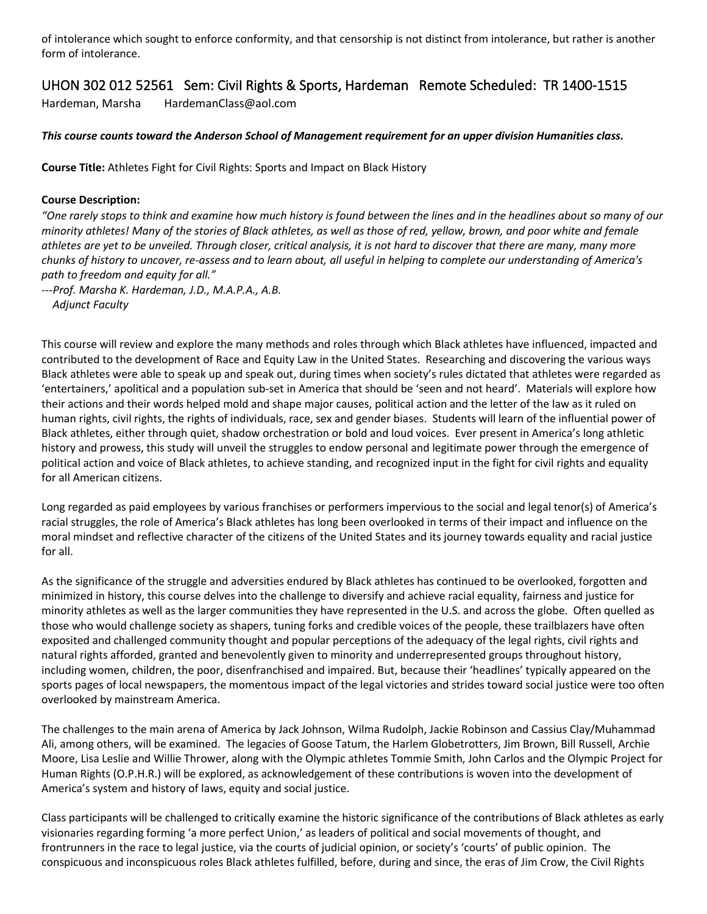of intolerance which sought to enforce conformity, and that censorship is not distinct from intolerance, but rather is another form of intolerance.

## UHON 302 012 52561 Sem: Civil Rights & Sports, Hardeman Remote Scheduled: TR 1400-1515

Hardeman, Marsha HardemanClass@aol.com

***This course counts toward the Anderson School of Management requirement for an upper division Humanities class.***

**Course Title:** Athletes Fight for Civil Rights: Sports and Impact on Black History

**Course Description:**

*"One rarely stops to think and examine how much history is found between the lines and in the headlines about so many of our minority athletes! Many of the stories of Black athletes, as well as those of red, yellow, brown, and poor white and female athletes are yet to be unveiled. Through closer, critical analysis, it is not hard to discover that there are many, many more chunks of history to uncover, re-assess and to learn about, all useful in helping to complete our understanding of America's path to freedom and equity for all."*

*---Prof. Marsha K. Hardeman, J.D., M.A.P.A., A.B.*
*Adjunct Faculty*

This course will review and explore the many methods and roles through which Black athletes have influenced, impacted and contributed to the development of Race and Equity Law in the United States. Researching and discovering the various ways Black athletes were able to speak up and speak out, during times when society's rules dictated that athletes were regarded as 'entertainers,' apolitical and a population sub-set in America that should be 'seen and not heard'. Materials will explore how their actions and their words helped mold and shape major causes, political action and the letter of the law as it ruled on human rights, civil rights, the rights of individuals, race, sex and gender biases. Students will learn of the influential power of Black athletes, either through quiet, shadow orchestration or bold and loud voices. Ever present in America's long athletic history and prowess, this study will unveil the struggles to endow personal and legitimate power through the emergence of political action and voice of Black athletes, to achieve standing, and recognized input in the fight for civil rights and equality for all American citizens.

Long regarded as paid employees by various franchises or performers impervious to the social and legal tenor(s) of America's racial struggles, the role of America's Black athletes has long been overlooked in terms of their impact and influence on the moral mindset and reflective character of the citizens of the United States and its journey towards equality and racial justice for all.

As the significance of the struggle and adversities endured by Black athletes has continued to be overlooked, forgotten and minimized in history, this course delves into the challenge to diversify and achieve racial equality, fairness and justice for minority athletes as well as the larger communities they have represented in the U.S. and across the globe. Often quelled as those who would challenge society as shapers, tuning forks and credible voices of the people, these trailblazers have often exposited and challenged community thought and popular perceptions of the adequacy of the legal rights, civil rights and natural rights afforded, granted and benevolently given to minority and underrepresented groups throughout history, including women, children, the poor, disenfranchised and impaired. But, because their 'headlines' typically appeared on the sports pages of local newspapers, the momentous impact of the legal victories and strides toward social justice were too often overlooked by mainstream America.

The challenges to the main arena of America by Jack Johnson, Wilma Rudolph, Jackie Robinson and Cassius Clay/Muhammad Ali, among others, will be examined. The legacies of Goose Tatum, the Harlem Globetrotters, Jim Brown, Bill Russell, Archie Moore, Lisa Leslie and Willie Thrower, along with the Olympic athletes Tommie Smith, John Carlos and the Olympic Project for Human Rights (O.P.H.R.) will be explored, as acknowledgement of these contributions is woven into the development of America's system and history of laws, equity and social justice.

Class participants will be challenged to critically examine the historic significance of the contributions of Black athletes as early visionaries regarding forming 'a more perfect Union,' as leaders of political and social movements of thought, and frontrunners in the race to legal justice, via the courts of judicial opinion, or society's 'courts' of public opinion. The conspicuous and inconspicuous roles Black athletes fulfilled, before, during and since, the eras of Jim Crow, the Civil Rights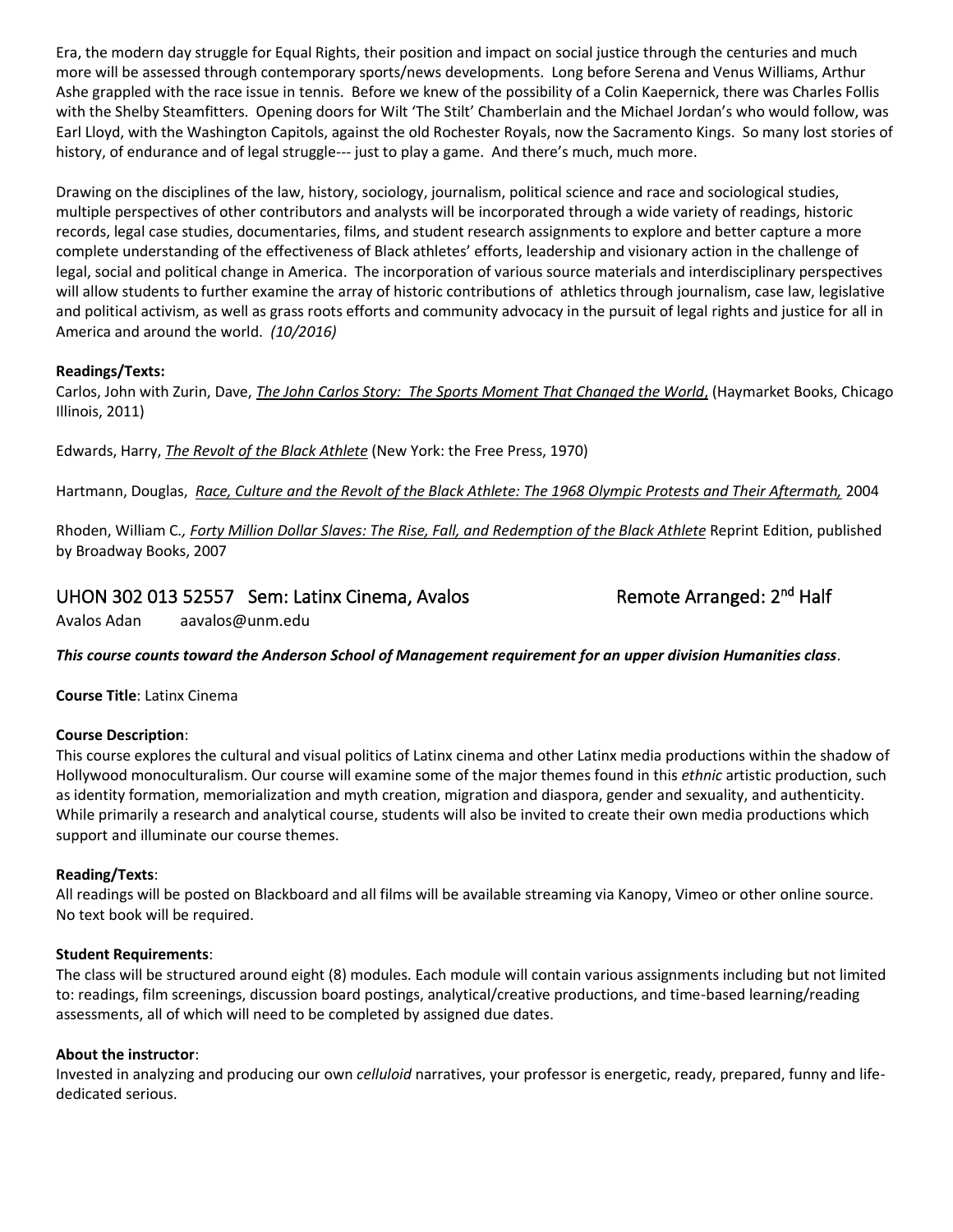Era, the modern day struggle for Equal Rights, their position and impact on social justice through the centuries and much more will be assessed through contemporary sports/news developments. Long before Serena and Venus Williams, Arthur Ashe grappled with the race issue in tennis. Before we knew of the possibility of a Colin Kaepernick, there was Charles Follis with the Shelby Steamfitters. Opening doors for Wilt 'The Stilt' Chamberlain and the Michael Jordan's who would follow, was Earl Lloyd, with the Washington Capitols, against the old Rochester Royals, now the Sacramento Kings. So many lost stories of history, of endurance and of legal struggle--- just to play a game. And there's much, much more.

Drawing on the disciplines of the law, history, sociology, journalism, political science and race and sociological studies, multiple perspectives of other contributors and analysts will be incorporated through a wide variety of readings, historic records, legal case studies, documentaries, films, and student research assignments to explore and better capture a more complete understanding of the effectiveness of Black athletes' efforts, leadership and visionary action in the challenge of legal, social and political change in America. The incorporation of various source materials and interdisciplinary perspectives will allow students to further examine the array of historic contributions of athletics through journalism, case law, legislative and political activism, as well as grass roots efforts and community advocacy in the pursuit of legal rights and justice for all in America and around the world. *(10/2016)*

**Readings/Texts:**

Carlos, John with Zurin, Dave, *The John Carlos Story: The Sports Moment That Changed the World*, (Haymarket Books, Chicago Illinois, 2011)

Edwards, Harry, *The Revolt of the Black Athlete* (New York: the Free Press, 1970)

Hartmann, Douglas, *Race, Culture and the Revolt of the Black Athlete: The 1968 Olympic Protests and Their Aftermath,* 2004

Rhoden, William C., *Forty Million Dollar Slaves: The Rise, Fall, and Redemption of the Black Athlete* Reprint Edition, published by Broadway Books, 2007

## UHON 302 013 52557 Sem: Latinx Cinema, Avalos — Remote Arranged: 2nd Half

Avalos Adan aavalos@unm.edu

***This course counts toward the Anderson School of Management requirement for an upper division Humanities class*.**

**Course Title**: Latinx Cinema

**Course Description**:
This course explores the cultural and visual politics of Latinx cinema and other Latinx media productions within the shadow of Hollywood monoculturalism. Our course will examine some of the major themes found in this *ethnic* artistic production, such as identity formation, memorialization and myth creation, migration and diaspora, gender and sexuality, and authenticity. While primarily a research and analytical course, students will also be invited to create their own media productions which support and illuminate our course themes.

**Reading/Texts**:
All readings will be posted on Blackboard and all films will be available streaming via Kanopy, Vimeo or other online source. No text book will be required.

**Student Requirements**:
The class will be structured around eight (8) modules. Each module will contain various assignments including but not limited to: readings, film screenings, discussion board postings, analytical/creative productions, and time-based learning/reading assessments, all of which will need to be completed by assigned due dates.

**About the instructor**:
Invested in analyzing and producing our own *celluloid* narratives, your professor is energetic, ready, prepared, funny and life-dedicated serious.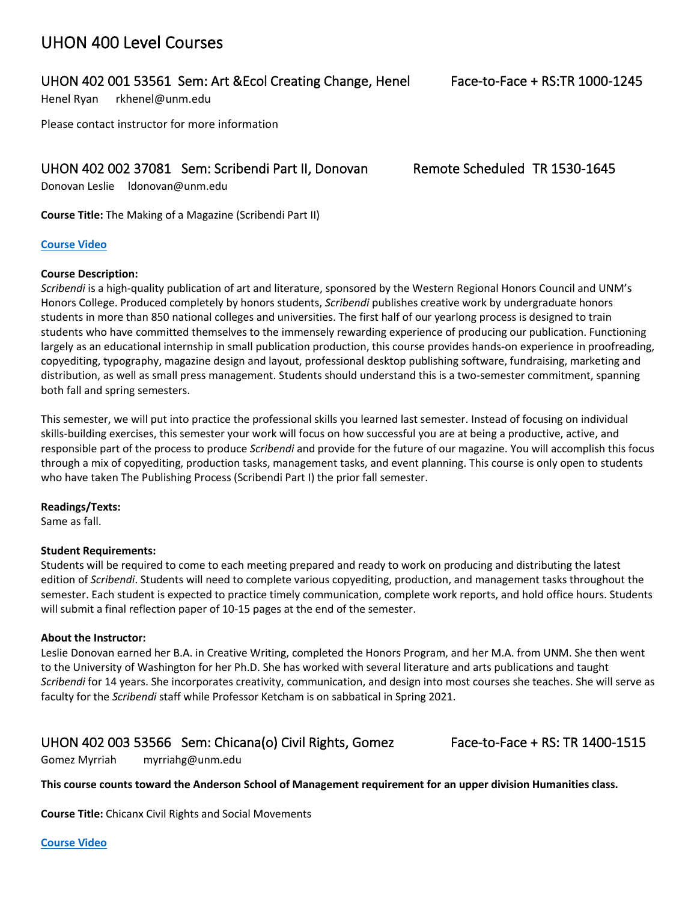# UHON 400 Level Courses

## UHON 402 001 53561 Sem: Art &Ecol Creating Change, Henel Face-to-Face + RS:TR 1000-1245

Henel Ryan rkhenel@unm.edu

Please contact instructor for more information

## UHON 402 002 37081 Sem: Scribendi Part II, Donovan Remote Scheduled TR 1530-1645

Donovan Leslie ldonovan@unm.edu

**Course Title:** The Making of a Magazine (Scribendi Part II)

**Course Video**

**Course Description:**
*Scribendi* is a high-quality publication of art and literature, sponsored by the Western Regional Honors Council and UNM's Honors College. Produced completely by honors students, *Scribendi* publishes creative work by undergraduate honors students in more than 850 national colleges and universities. The first half of our yearlong process is designed to train students who have committed themselves to the immensely rewarding experience of producing our publication. Functioning largely as an educational internship in small publication production, this course provides hands-on experience in proofreading, copyediting, typography, magazine design and layout, professional desktop publishing software, fundraising, marketing and distribution, as well as small press management. Students should understand this is a two-semester commitment, spanning both fall and spring semesters.

This semester, we will put into practice the professional skills you learned last semester. Instead of focusing on individual skills-building exercises, this semester your work will focus on how successful you are at being a productive, active, and responsible part of the process to produce *Scribendi* and provide for the future of our magazine. You will accomplish this focus through a mix of copyediting, production tasks, management tasks, and event planning. This course is only open to students who have taken The Publishing Process (Scribendi Part I) the prior fall semester.

**Readings/Texts:**
Same as fall.

**Student Requirements:**
Students will be required to come to each meeting prepared and ready to work on producing and distributing the latest edition of *Scribendi*. Students will need to complete various copyediting, production, and management tasks throughout the semester. Each student is expected to practice timely communication, complete work reports, and hold office hours. Students will submit a final reflection paper of 10-15 pages at the end of the semester.

**About the Instructor:**
Leslie Donovan earned her B.A. in Creative Writing, completed the Honors Program, and her M.A. from UNM. She then went to the University of Washington for her Ph.D. She has worked with several literature and arts publications and taught *Scribendi* for 14 years. She incorporates creativity, communication, and design into most courses she teaches. She will serve as faculty for the *Scribendi* staff while Professor Ketcham is on sabbatical in Spring 2021.

## UHON 402 003 53566 Sem: Chicana(o) Civil Rights, Gomez Face-to-Face + RS: TR 1400-1515

Gomez Myrriah myrriahg@unm.edu

**This course counts toward the Anderson School of Management requirement for an upper division Humanities class.**

**Course Title:** Chicanx Civil Rights and Social Movements

**Course Video**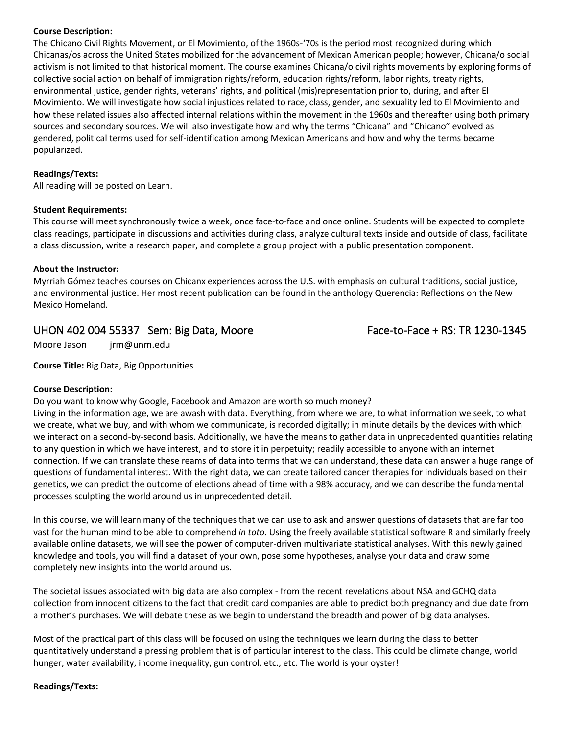**Course Description:**
The Chicano Civil Rights Movement, or El Movimiento, of the 1960s-'70s is the period most recognized during which Chicanas/os across the United States mobilized for the advancement of Mexican American people; however, Chicana/o social activism is not limited to that historical moment. The course examines Chicana/o civil rights movements by exploring forms of collective social action on behalf of immigration rights/reform, education rights/reform, labor rights, treaty rights, environmental justice, gender rights, veterans' rights, and political (mis)representation prior to, during, and after El Movimiento. We will investigate how social injustices related to race, class, gender, and sexuality led to El Movimiento and how these related issues also affected internal relations within the movement in the 1960s and thereafter using both primary sources and secondary sources. We will also investigate how and why the terms "Chicana" and "Chicano" evolved as gendered, political terms used for self-identification among Mexican Americans and how and why the terms became popularized.

**Readings/Texts:**
All reading will be posted on Learn.

**Student Requirements:**
This course will meet synchronously twice a week, once face-to-face and once online. Students will be expected to complete class readings, participate in discussions and activities during class, analyze cultural texts inside and outside of class, facilitate a class discussion, write a research paper, and complete a group project with a public presentation component.

**About the Instructor:**
Myrriah Gómez teaches courses on Chicanx experiences across the U.S. with emphasis on cultural traditions, social justice, and environmental justice. Her most recent publication can be found in the anthology Querencia: Reflections on the New Mexico Homeland.

## UHON 402 004 55337 Sem: Big Data, Moore — Face-to-Face + RS: TR 1230-1345

Moore Jason jrm@unm.edu

**Course Title:** Big Data, Big Opportunities

**Course Description:**
Do you want to know why Google, Facebook and Amazon are worth so much money?
Living in the information age, we are awash with data. Everything, from where we are, to what information we seek, to what we create, what we buy, and with whom we communicate, is recorded digitally; in minute details by the devices with which we interact on a second-by-second basis. Additionally, we have the means to gather data in unprecedented quantities relating to any question in which we have interest, and to store it in perpetuity; readily accessible to anyone with an internet connection. If we can translate these reams of data into terms that we can understand, these data can answer a huge range of questions of fundamental interest. With the right data, we can create tailored cancer therapies for individuals based on their genetics, we can predict the outcome of elections ahead of time with a 98% accuracy, and we can describe the fundamental processes sculpting the world around us in unprecedented detail.

In this course, we will learn many of the techniques that we can use to ask and answer questions of datasets that are far too vast for the human mind to be able to comprehend *in toto*. Using the freely available statistical software R and similarly freely available online datasets, we will see the power of computer-driven multivariate statistical analyses. With this newly gained knowledge and tools, you will find a dataset of your own, pose some hypotheses, analyse your data and draw some completely new insights into the world around us.

The societal issues associated with big data are also complex - from the recent revelations about NSA and GCHQ data collection from innocent citizens to the fact that credit card companies are able to predict both pregnancy and due date from a mother's purchases. We will debate these as we begin to understand the breadth and power of big data analyses.

Most of the practical part of this class will be focused on using the techniques we learn during the class to better quantitatively understand a pressing problem that is of particular interest to the class. This could be climate change, world hunger, water availability, income inequality, gun control, etc., etc. The world is your oyster!

**Readings/Texts:**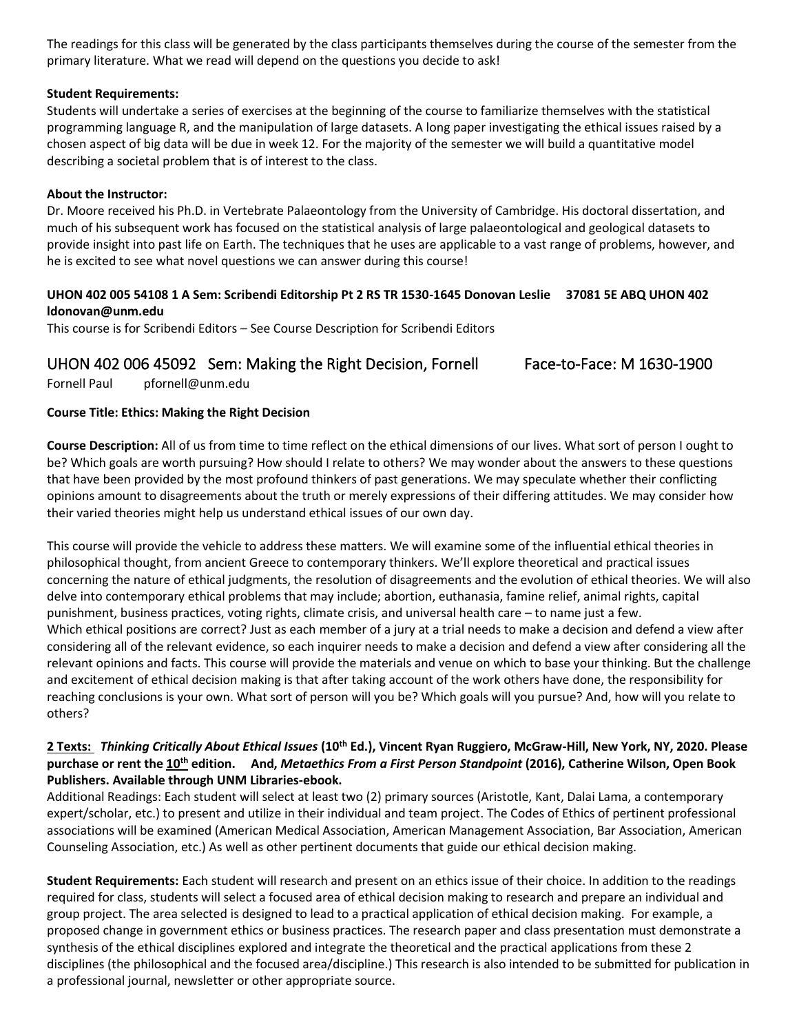The readings for this class will be generated by the class participants themselves during the course of the semester from the primary literature. What we read will depend on the questions you decide to ask!

**Student Requirements:**
Students will undertake a series of exercises at the beginning of the course to familiarize themselves with the statistical programming language R, and the manipulation of large datasets. A long paper investigating the ethical issues raised by a chosen aspect of big data will be due in week 12. For the majority of the semester we will build a quantitative model describing a societal problem that is of interest to the class.

**About the Instructor:**
Dr. Moore received his Ph.D. in Vertebrate Palaeontology from the University of Cambridge. His doctoral dissertation, and much of his subsequent work has focused on the statistical analysis of large palaeontological and geological datasets to provide insight into past life on Earth. The techniques that he uses are applicable to a vast range of problems, however, and he is excited to see what novel questions we can answer during this course!

**UHON 402 005 54108 1 A Sem: Scribendi Editorship Pt 2 RS TR 1530-1645 Donovan Leslie 37081 5E ABQ UHON 402 ldonovan@unm.edu**
This course is for Scribendi Editors – See Course Description for Scribendi Editors

## UHON 402 006 45092 Sem: Making the Right Decision, Fornell Face-to-Face: M 1630-1900

Fornell Paul pfornell@unm.edu

**Course Title: Ethics: Making the Right Decision**

**Course Description:** All of us from time to time reflect on the ethical dimensions of our lives. What sort of person I ought to be? Which goals are worth pursuing? How should I relate to others? We may wonder about the answers to these questions that have been provided by the most profound thinkers of past generations. We may speculate whether their conflicting opinions amount to disagreements about the truth or merely expressions of their differing attitudes. We may consider how their varied theories might help us understand ethical issues of our own day.

This course will provide the vehicle to address these matters. We will examine some of the influential ethical theories in philosophical thought, from ancient Greece to contemporary thinkers. We'll explore theoretical and practical issues concerning the nature of ethical judgments, the resolution of disagreements and the evolution of ethical theories. We will also delve into contemporary ethical problems that may include; abortion, euthanasia, famine relief, animal rights, capital punishment, business practices, voting rights, climate crisis, and universal health care – to name just a few.
Which ethical positions are correct? Just as each member of a jury at a trial needs to make a decision and defend a view after considering all of the relevant evidence, so each inquirer needs to make a decision and defend a view after considering all the relevant opinions and facts. This course will provide the materials and venue on which to base your thinking. But the challenge and excitement of ethical decision making is that after taking account of the work others have done, the responsibility for reaching conclusions is your own. What sort of person will you be? Which goals will you pursue? And, how will you relate to others?

**2 Texts:** ***Thinking Critically About Ethical Issues*** **(10th Ed.), Vincent Ryan Ruggiero, McGraw-Hill, New York, NY, 2020. Please purchase or rent the 10th edition. And,** ***Metaethics From a First Person Standpoint*** **(2016), Catherine Wilson, Open Book Publishers. Available through UNM Libraries-ebook.**
Additional Readings: Each student will select at least two (2) primary sources (Aristotle, Kant, Dalai Lama, a contemporary expert/scholar, etc.) to present and utilize in their individual and team project. The Codes of Ethics of pertinent professional associations will be examined (American Medical Association, American Management Association, Bar Association, American Counseling Association, etc.) As well as other pertinent documents that guide our ethical decision making.

**Student Requirements:** Each student will research and present on an ethics issue of their choice. In addition to the readings required for class, students will select a focused area of ethical decision making to research and prepare an individual and group project. The area selected is designed to lead to a practical application of ethical decision making. For example, a proposed change in government ethics or business practices. The research paper and class presentation must demonstrate a synthesis of the ethical disciplines explored and integrate the theoretical and the practical applications from these 2 disciplines (the philosophical and the focused area/discipline.) This research is also intended to be submitted for publication in a professional journal, newsletter or other appropriate source.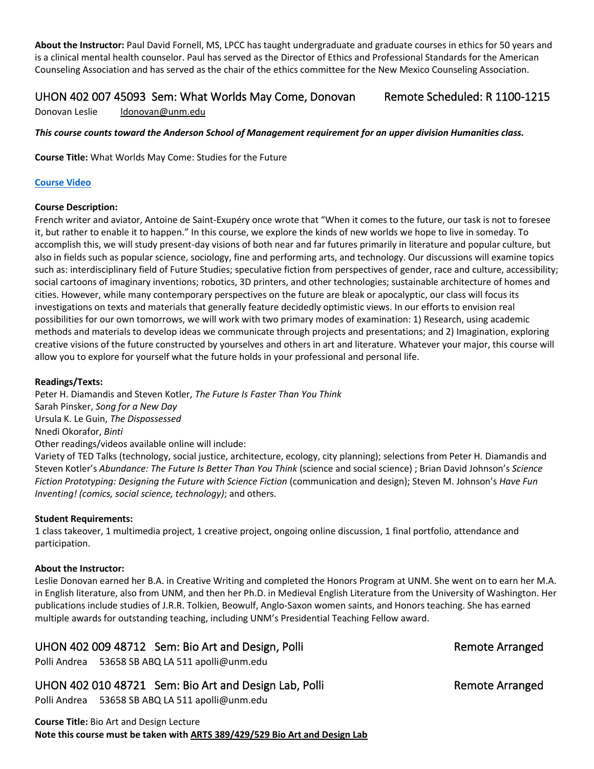**About the Instructor:** Paul David Fornell, MS, LPCC has taught undergraduate and graduate courses in ethics for 50 years and is a clinical mental health counselor. Paul has served as the Director of Ethics and Professional Standards for the American Counseling Association and has served as the chair of the ethics committee for the New Mexico Counseling Association.

## UHON 402 007 45093 Sem: What Worlds May Come, Donovan    Remote Scheduled: R 1100-1215

Donovan Leslie    ldonovan@unm.edu

***This course counts toward the Anderson School of Management requirement for an upper division Humanities class.***

**Course Title:** What Worlds May Come: Studies for the Future

**Course Video**

**Course Description:**
French writer and aviator, Antoine de Saint-Exupéry once wrote that "When it comes to the future, our task is not to foresee it, but rather to enable it to happen." In this course, we explore the kinds of new worlds we hope to live in someday. To accomplish this, we will study present-day visions of both near and far futures primarily in literature and popular culture, but also in fields such as popular science, sociology, fine and performing arts, and technology. Our discussions will examine topics such as: interdisciplinary field of Future Studies; speculative fiction from perspectives of gender, race and culture, accessibility; social cartoons of imaginary inventions; robotics, 3D printers, and other technologies; sustainable architecture of homes and cities. However, while many contemporary perspectives on the future are bleak or apocalyptic, our class will focus its investigations on texts and materials that generally feature decidedly optimistic views. In our efforts to envision real possibilities for our own tomorrows, we will work with two primary modes of examination: 1) Research, using academic methods and materials to develop ideas we communicate through projects and presentations; and 2) Imagination, exploring creative visions of the future constructed by yourselves and others in art and literature. Whatever your major, this course will allow you to explore for yourself what the future holds in your professional and personal life.

**Readings/Texts:**
Peter H. Diamandis and Steven Kotler, *The Future Is Faster Than You Think*
Sarah Pinsker, *Song for a New Day*
Ursula K. Le Guin, *The Dispossessed*
Nnedi Okorafor, *Binti*
Other readings/videos available online will include:
Variety of TED Talks (technology, social justice, architecture, ecology, city planning); selections from Peter H. Diamandis and Steven Kotler's *Abundance: The Future Is Better Than You Think* (science and social science) ; Brian David Johnson's *Science Fiction Prototyping: Designing the Future with Science Fiction* (communication and design); Steven M. Johnson's *Have Fun Inventing! (comics, social science, technology)*; and others.

**Student Requirements:**
1 class takeover, 1 multimedia project, 1 creative project, ongoing online discussion, 1 final portfolio, attendance and participation.

**About the Instructor:**
Leslie Donovan earned her B.A. in Creative Writing and completed the Honors Program at UNM. She went on to earn her M.A. in English literature, also from UNM, and then her Ph.D. in Medieval English Literature from the University of Washington. Her publications include studies of J.R.R. Tolkien, Beowulf, Anglo-Saxon women saints, and Honors teaching. She has earned multiple awards for outstanding teaching, including UNM's Presidential Teaching Fellow award.

## UHON 402 009 48712 Sem: Bio Art and Design, Polli    Remote Arranged

Polli Andrea    53658 SB ABQ LA 511 apolli@unm.edu

## UHON 402 010 48721 Sem: Bio Art and Design Lab, Polli    Remote Arranged

Polli Andrea    53658 SB ABQ LA 511 apolli@unm.edu

**Course Title:** Bio Art and Design Lecture
**Note this course must be taken with ARTS 389/429/529 Bio Art and Design Lab**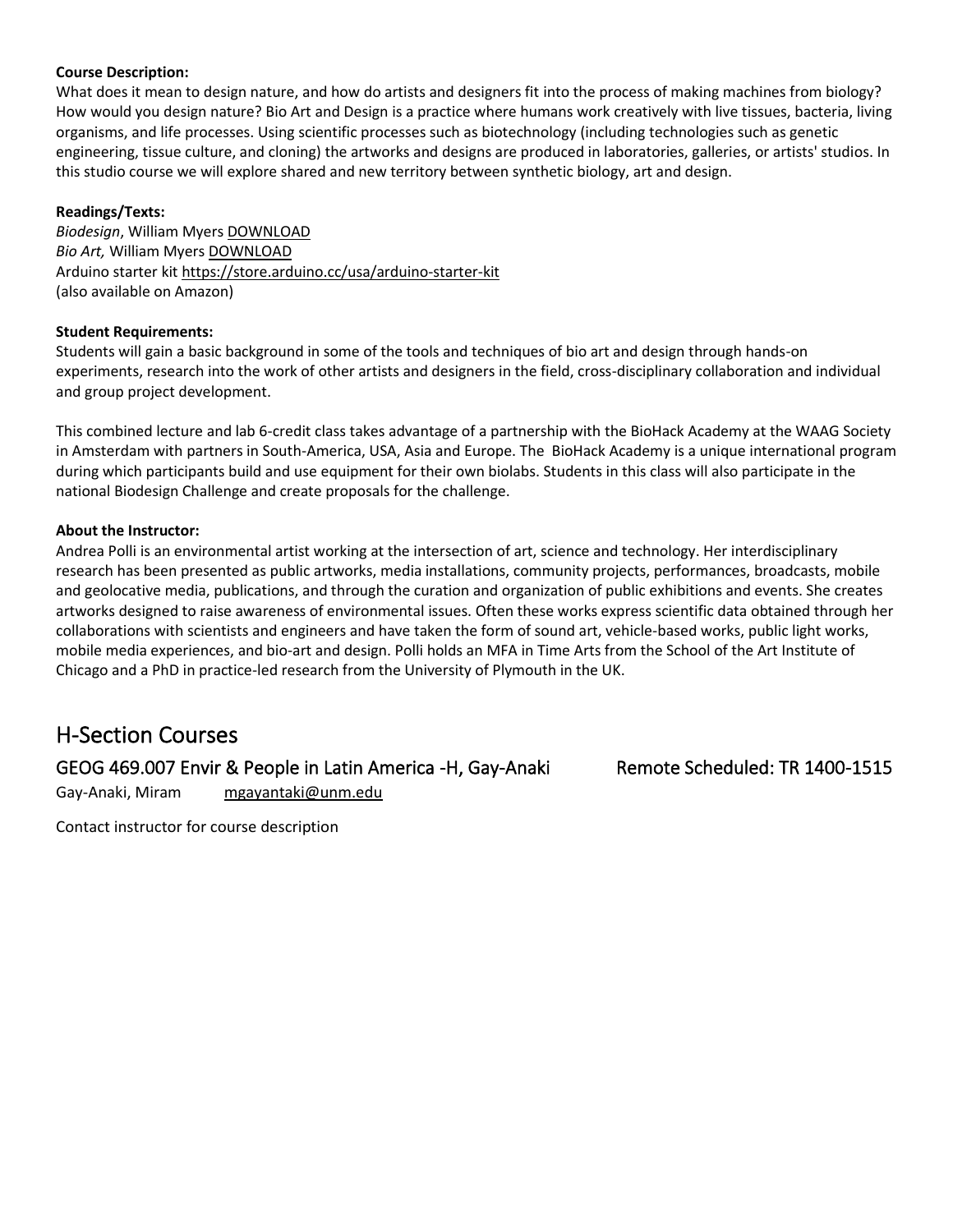**Course Description:**
What does it mean to design nature, and how do artists and designers fit into the process of making machines from biology? How would you design nature? Bio Art and Design is a practice where humans work creatively with live tissues, bacteria, living organisms, and life processes. Using scientific processes such as biotechnology (including technologies such as genetic engineering, tissue culture, and cloning) the artworks and designs are produced in laboratories, galleries, or artists' studios. In this studio course we will explore shared and new territory between synthetic biology, art and design.

**Readings/Texts:**
*Biodesign*, William Myers DOWNLOAD
*Bio Art,* William Myers DOWNLOAD
Arduino starter kit https://store.arduino.cc/usa/arduino-starter-kit
(also available on Amazon)

**Student Requirements:**
Students will gain a basic background in some of the tools and techniques of bio art and design through hands-on experiments, research into the work of other artists and designers in the field, cross-disciplinary collaboration and individual and group project development.

This combined lecture and lab 6-credit class takes advantage of a partnership with the BioHack Academy at the WAAG Society in Amsterdam with partners in South-America, USA, Asia and Europe. The BioHack Academy is a unique international program during which participants build and use equipment for their own biolabs. Students in this class will also participate in the national Biodesign Challenge and create proposals for the challenge.

**About the Instructor:**
Andrea Polli is an environmental artist working at the intersection of art, science and technology. Her interdisciplinary research has been presented as public artworks, media installations, community projects, performances, broadcasts, mobile and geolocative media, publications, and through the curation and organization of public exhibitions and events. She creates artworks designed to raise awareness of environmental issues. Often these works express scientific data obtained through her collaborations with scientists and engineers and have taken the form of sound art, vehicle-based works, public light works, mobile media experiences, and bio-art and design. Polli holds an MFA in Time Arts from the School of the Art Institute of Chicago and a PhD in practice-led research from the University of Plymouth in the UK.

# H-Section Courses

## GEOG 469.007 Envir & People in Latin America -H, Gay-Anaki Remote Scheduled: TR 1400-1515

Gay-Anaki, Miram mgayantaki@unm.edu

Contact instructor for course description